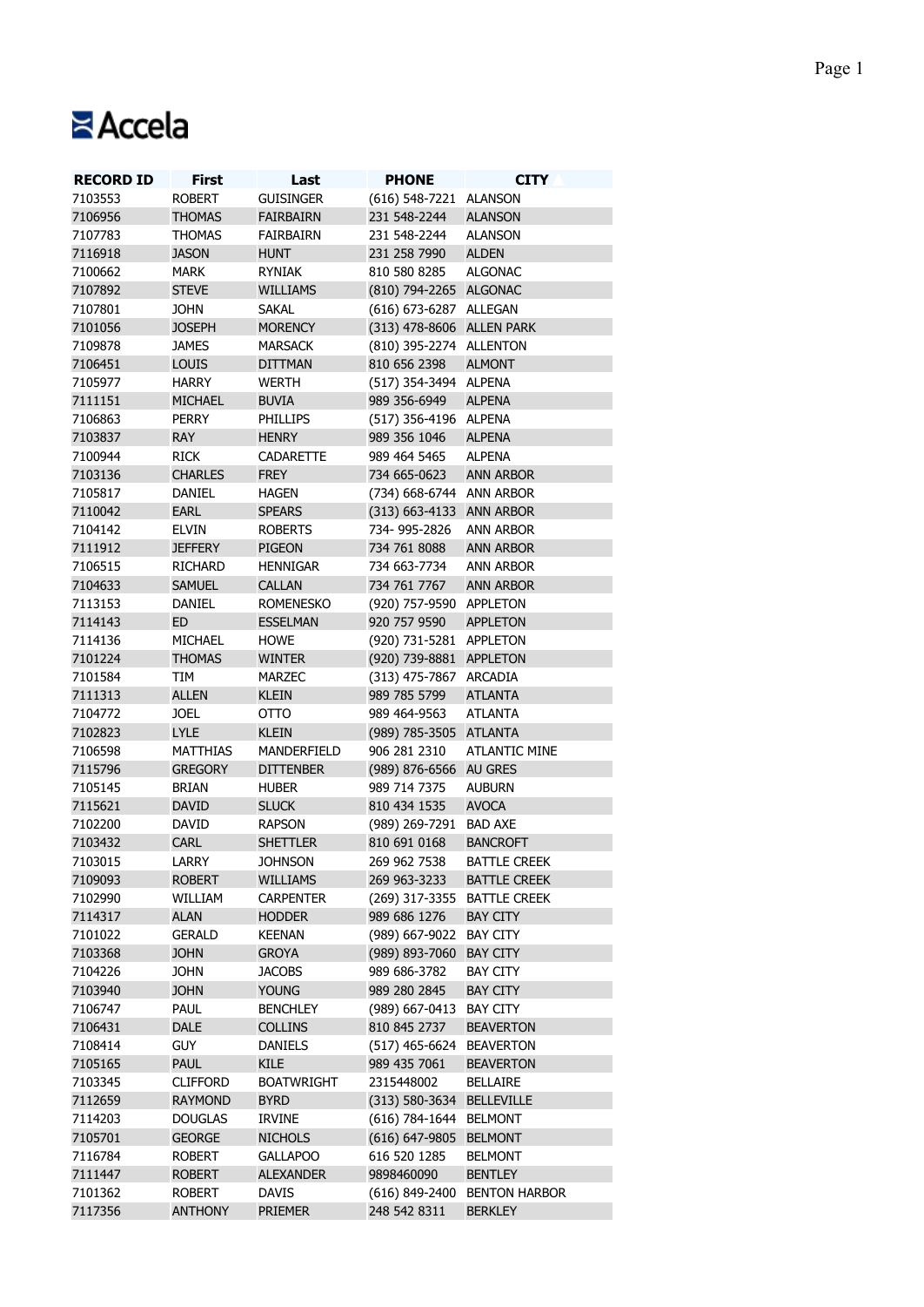Accela

| RECORD ID | First | Last | PHONE | CITY |
|---|---|---|---|---|
| 7103553 | ROBERT | GUISINGER | (616) 548-7221 | ALANSON |
| 7106956 | THOMAS | FAIRBAIRN | 231 548-2244 | ALANSON |
| 7107783 | THOMAS | FAIRBAIRN | 231 548-2244 | ALANSON |
| 7116918 | JASON | HUNT | 231 258 7990 | ALDEN |
| 7100662 | MARK | RYNIAK | 810 580 8285 | ALGONAC |
| 7107892 | STEVE | WILLIAMS | (810) 794-2265 | ALGONAC |
| 7107801 | JOHN | SAKAL | (616) 673-6287 | ALLEGAN |
| 7101056 | JOSEPH | MORENCY | (313) 478-8606 | ALLEN PARK |
| 7109878 | JAMES | MARSACK | (810) 395-2274 | ALLENTON |
| 7106451 | LOUIS | DITTMAN | 810 656 2398 | ALMONT |
| 7105977 | HARRY | WERTH | (517) 354-3494 | ALPENA |
| 7111151 | MICHAEL | BUVIA | 989 356-6949 | ALPENA |
| 7106863 | PERRY | PHILLIPS | (517) 356-4196 | ALPENA |
| 7103837 | RAY | HENRY | 989 356 1046 | ALPENA |
| 7100944 | RICK | CADARETTE | 989 464 5465 | ALPENA |
| 7103136 | CHARLES | FREY | 734 665-0623 | ANN ARBOR |
| 7105817 | DANIEL | HAGEN | (734) 668-6744 | ANN ARBOR |
| 7110042 | EARL | SPEARS | (313) 663-4133 | ANN ARBOR |
| 7104142 | ELVIN | ROBERTS | 734- 995-2826 | ANN ARBOR |
| 7111912 | JEFFERY | PIGEON | 734 761 8088 | ANN ARBOR |
| 7106515 | RICHARD | HENNIGAR | 734 663-7734 | ANN ARBOR |
| 7104633 | SAMUEL | CALLAN | 734 761 7767 | ANN ARBOR |
| 7113153 | DANIEL | ROMENESKO | (920) 757-9590 | APPLETON |
| 7114143 | ED | ESSELMAN | 920 757 9590 | APPLETON |
| 7114136 | MICHAEL | HOWE | (920) 731-5281 | APPLETON |
| 7101224 | THOMAS | WINTER | (920) 739-8881 | APPLETON |
| 7101584 | TIM | MARZEC | (313) 475-7867 | ARCADIA |
| 7111313 | ALLEN | KLEIN | 989 785 5799 | ATLANTA |
| 7104772 | JOEL | OTTO | 989 464-9563 | ATLANTA |
| 7102823 | LYLE | KLEIN | (989) 785-3505 | ATLANTA |
| 7106598 | MATTHIAS | MANDERFIELD | 906 281 2310 | ATLANTIC MINE |
| 7115796 | GREGORY | DITTENBER | (989) 876-6566 | AU GRES |
| 7105145 | BRIAN | HUBER | 989 714 7375 | AUBURN |
| 7115621 | DAVID | SLUCK | 810 434 1535 | AVOCA |
| 7102200 | DAVID | RAPSON | (989) 269-7291 | BAD AXE |
| 7103432 | CARL | SHETTLER | 810 691 0168 | BANCROFT |
| 7103015 | LARRY | JOHNSON | 269 962 7538 | BATTLE CREEK |
| 7109093 | ROBERT | WILLIAMS | 269 963-3233 | BATTLE CREEK |
| 7102990 | WILLIAM | CARPENTER | (269) 317-3355 | BATTLE CREEK |
| 7114317 | ALAN | HODDER | 989 686 1276 | BAY CITY |
| 7101022 | GERALD | KEENAN | (989) 667-9022 | BAY CITY |
| 7103368 | JOHN | GROYA | (989) 893-7060 | BAY CITY |
| 7104226 | JOHN | JACOBS | 989 686-3782 | BAY CITY |
| 7103940 | JOHN | YOUNG | 989 280 2845 | BAY CITY |
| 7106747 | PAUL | BENCHLEY | (989) 667-0413 | BAY CITY |
| 7106431 | DALE | COLLINS | 810 845 2737 | BEAVERTON |
| 7108414 | GUY | DANIELS | (517) 465-6624 | BEAVERTON |
| 7105165 | PAUL | KILE | 989 435 7061 | BEAVERTON |
| 7103345 | CLIFFORD | BOATWRIGHT | 2315448002 | BELLAIRE |
| 7112659 | RAYMOND | BYRD | (313) 580-3634 | BELLEVILLE |
| 7114203 | DOUGLAS | IRVINE | (616) 784-1644 | BELMONT |
| 7105701 | GEORGE | NICHOLS | (616) 647-9805 | BELMONT |
| 7116784 | ROBERT | GALLAPOO | 616 520 1285 | BELMONT |
| 7111447 | ROBERT | ALEXANDER | 9898460090 | BENTLEY |
| 7101362 | ROBERT | DAVIS | (616) 849-2400 | BENTON HARBOR |
| 7117356 | ANTHONY | PRIEMER | 248 542 8311 | BERKLEY |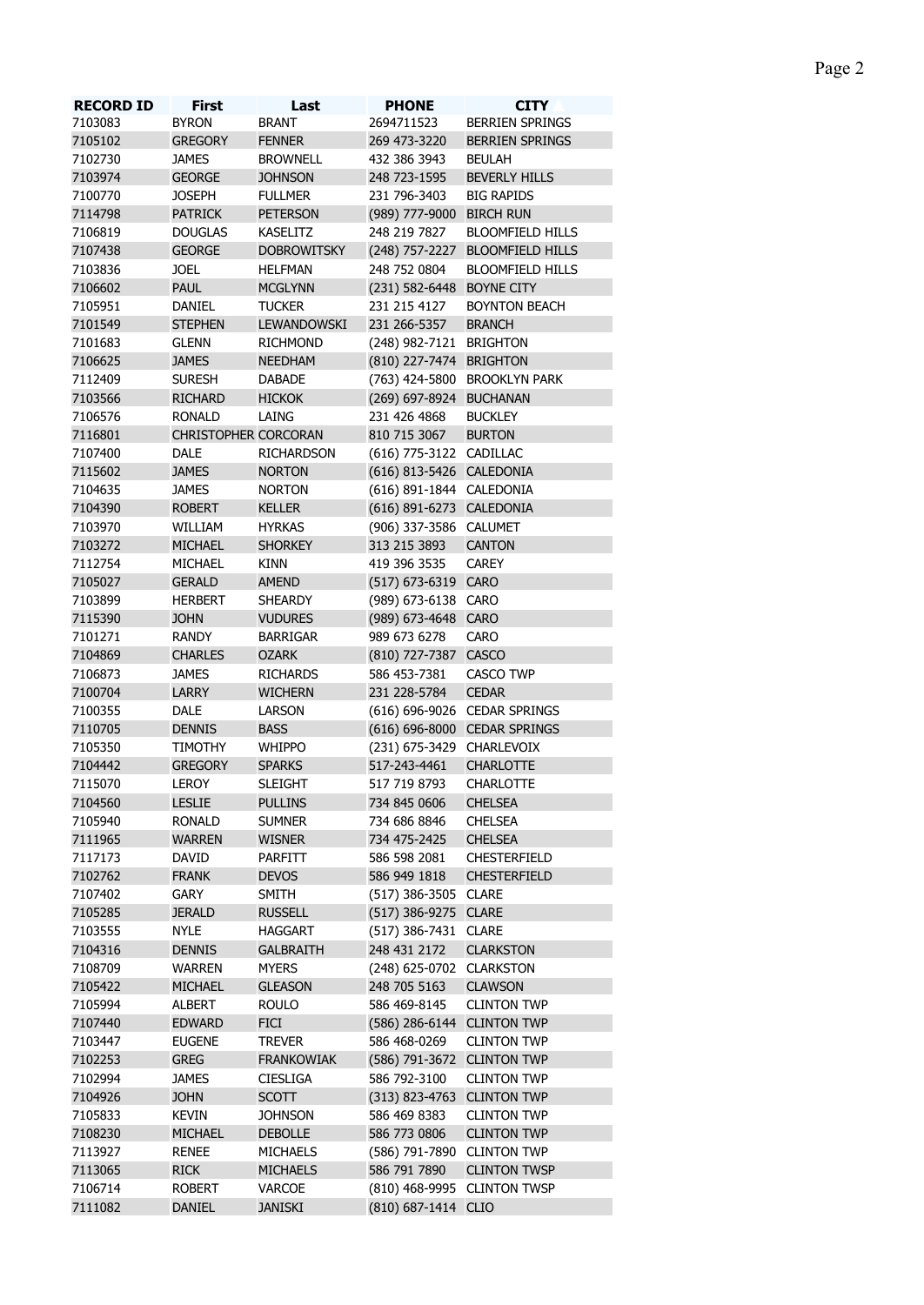| RECORD ID | First | Last | PHONE | CITY |
| --- | --- | --- | --- | --- |
| 7103083 | BYRON | BRANT | 2694711523 | BERRIEN SPRINGS |
| 7105102 | GREGORY | FENNER | 269 473-3220 | BERRIEN SPRINGS |
| 7102730 | JAMES | BROWNELL | 432 386 3943 | BEULAH |
| 7103974 | GEORGE | JOHNSON | 248 723-1595 | BEVERLY HILLS |
| 7100770 | JOSEPH | FULLMER | 231 796-3403 | BIG RAPIDS |
| 7114798 | PATRICK | PETERSON | (989) 777-9000 | BIRCH RUN |
| 7106819 | DOUGLAS | KASELITZ | 248 219 7827 | BLOOMFIELD HILLS |
| 7107438 | GEORGE | DOBROWITSKY | (248) 757-2227 | BLOOMFIELD HILLS |
| 7103836 | JOEL | HELFMAN | 248 752 0804 | BLOOMFIELD HILLS |
| 7106602 | PAUL | MCGLYNN | (231) 582-6448 | BOYNE CITY |
| 7105951 | DANIEL | TUCKER | 231 215 4127 | BOYNTON BEACH |
| 7101549 | STEPHEN | LEWANDOWSKI | 231 266-5357 | BRANCH |
| 7101683 | GLENN | RICHMOND | (248) 982-7121 | BRIGHTON |
| 7106625 | JAMES | NEEDHAM | (810) 227-7474 | BRIGHTON |
| 7112409 | SURESH | DABADE | (763) 424-5800 | BROOKLYN PARK |
| 7103566 | RICHARD | HICKOK | (269) 697-8924 | BUCHANAN |
| 7106576 | RONALD | LAING | 231 426 4868 | BUCKLEY |
| 7116801 | CHRISTOPHER | CORCORAN | 810 715 3067 | BURTON |
| 7107400 | DALE | RICHARDSON | (616) 775-3122 | CADILLAC |
| 7115602 | JAMES | NORTON | (616) 813-5426 | CALEDONIA |
| 7104635 | JAMES | NORTON | (616) 891-1844 | CALEDONIA |
| 7104390 | ROBERT | KELLER | (616) 891-6273 | CALEDONIA |
| 7103970 | WILLIAM | HYRKAS | (906) 337-3586 | CALUMET |
| 7103272 | MICHAEL | SHORKEY | 313 215 3893 | CANTON |
| 7112754 | MICHAEL | KINN | 419 396 3535 | CAREY |
| 7105027 | GERALD | AMEND | (517) 673-6319 | CARO |
| 7103899 | HERBERT | SHEARDY | (989) 673-6138 | CARO |
| 7115390 | JOHN | VUDURES | (989) 673-4648 | CARO |
| 7101271 | RANDY | BARRIGAR | 989 673 6278 | CARO |
| 7104869 | CHARLES | OZARK | (810) 727-7387 | CASCO |
| 7106873 | JAMES | RICHARDS | 586 453-7381 | CASCO TWP |
| 7100704 | LARRY | WICHERN | 231 228-5784 | CEDAR |
| 7100355 | DALE | LARSON | (616) 696-9026 | CEDAR SPRINGS |
| 7110705 | DENNIS | BASS | (616) 696-8000 | CEDAR SPRINGS |
| 7105350 | TIMOTHY | WHIPPO | (231) 675-3429 | CHARLEVOIX |
| 7104442 | GREGORY | SPARKS | 517-243-4461 | CHARLOTTE |
| 7115070 | LEROY | SLEIGHT | 517 719 8793 | CHARLOTTE |
| 7104560 | LESLIE | PULLINS | 734 845 0606 | CHELSEA |
| 7105940 | RONALD | SUMNER | 734 686 8846 | CHELSEA |
| 7111965 | WARREN | WISNER | 734 475-2425 | CHELSEA |
| 7117173 | DAVID | PARFITT | 586 598 2081 | CHESTERFIELD |
| 7102762 | FRANK | DEVOS | 586 949 1818 | CHESTERFIELD |
| 7107402 | GARY | SMITH | (517) 386-3505 | CLARE |
| 7105285 | JERALD | RUSSELL | (517) 386-9275 | CLARE |
| 7103555 | NYLE | HAGGART | (517) 386-7431 | CLARE |
| 7104316 | DENNIS | GALBRAITH | 248 431 2172 | CLARKSTON |
| 7108709 | WARREN | MYERS | (248) 625-0702 | CLARKSTON |
| 7105422 | MICHAEL | GLEASON | 248 705 5163 | CLAWSON |
| 7105994 | ALBERT | ROULO | 586 469-8145 | CLINTON TWP |
| 7107440 | EDWARD | FICI | (586) 286-6144 | CLINTON TWP |
| 7103447 | EUGENE | TREVER | 586 468-0269 | CLINTON TWP |
| 7102253 | GREG | FRANKOWIAK | (586) 791-3672 | CLINTON TWP |
| 7102994 | JAMES | CIESLIGA | 586 792-3100 | CLINTON TWP |
| 7104926 | JOHN | SCOTT | (313) 823-4763 | CLINTON TWP |
| 7105833 | KEVIN | JOHNSON | 586 469 8383 | CLINTON TWP |
| 7108230 | MICHAEL | DEBOLLE | 586 773 0806 | CLINTON TWP |
| 7113927 | RENEE | MICHAELS | (586) 791-7890 | CLINTON TWP |
| 7113065 | RICK | MICHAELS | 586 791 7890 | CLINTON TWSP |
| 7106714 | ROBERT | VARCOE | (810) 468-9995 | CLINTON TWSP |
| 7111082 | DANIEL | JANISKI | (810) 687-1414 | CLIO |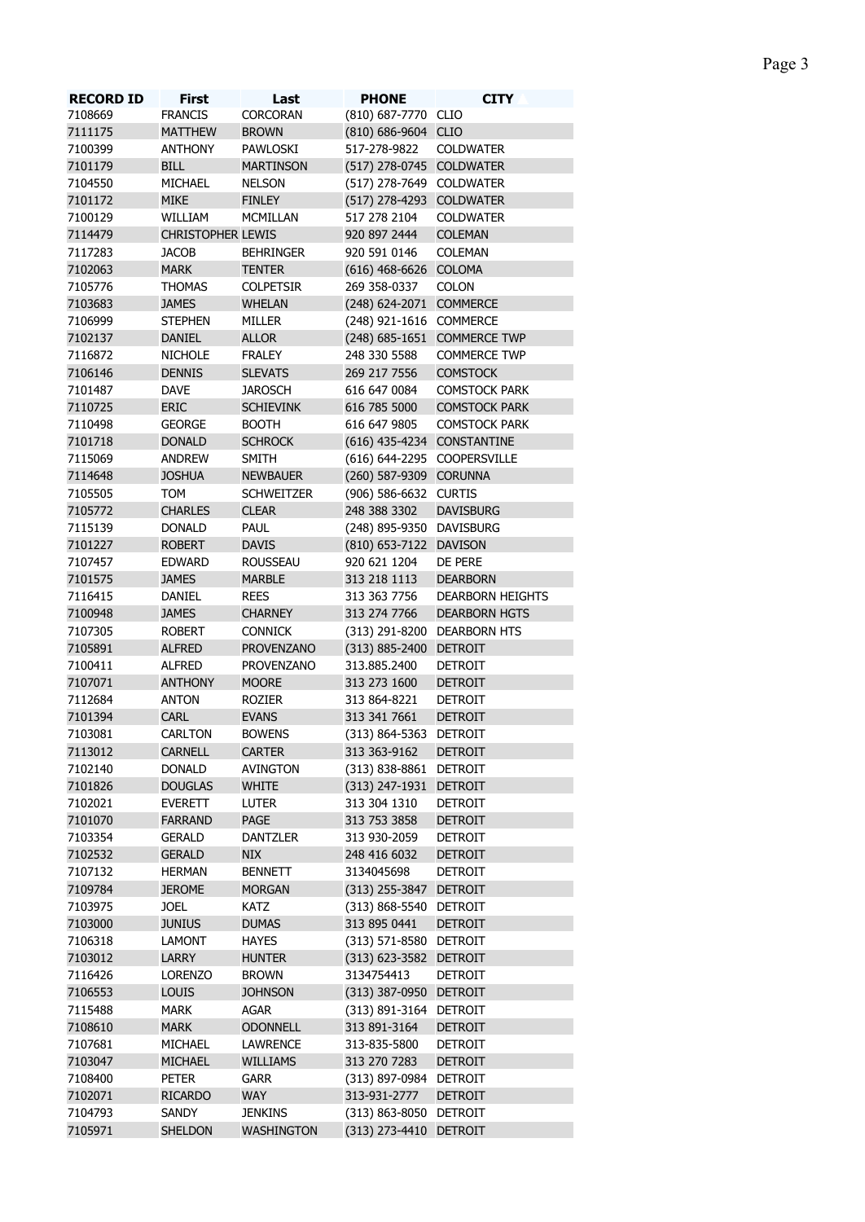| RECORD ID | First | Last | PHONE | CITY |
|---|---|---|---|---|
| 7108669 | FRANCIS | CORCORAN | (810) 687-7770 | CLIO |
| 7111175 | MATTHEW | BROWN | (810) 686-9604 | CLIO |
| 7100399 | ANTHONY | PAWLOSKI | 517-278-9822 | COLDWATER |
| 7101179 | BILL | MARTINSON | (517) 278-0745 | COLDWATER |
| 7104550 | MICHAEL | NELSON | (517) 278-7649 | COLDWATER |
| 7101172 | MIKE | FINLEY | (517) 278-4293 | COLDWATER |
| 7100129 | WILLIAM | MCMILLAN | 517 278 2104 | COLDWATER |
| 7114479 | CHRISTOPHER | LEWIS | 920 897 2444 | COLEMAN |
| 7117283 | JACOB | BEHRINGER | 920 591 0146 | COLEMAN |
| 7102063 | MARK | TENTER | (616) 468-6626 | COLOMA |
| 7105776 | THOMAS | COLPETSIR | 269 358-0337 | COLON |
| 7103683 | JAMES | WHELAN | (248) 624-2071 | COMMERCE |
| 7106999 | STEPHEN | MILLER | (248) 921-1616 | COMMERCE |
| 7102137 | DANIEL | ALLOR | (248) 685-1651 | COMMERCE TWP |
| 7116872 | NICHOLE | FRALEY | 248 330 5588 | COMMERCE TWP |
| 7106146 | DENNIS | SLEVATS | 269 217 7556 | COMSTOCK |
| 7101487 | DAVE | JAROSCH | 616 647 0084 | COMSTOCK PARK |
| 7110725 | ERIC | SCHIEVINK | 616 785 5000 | COMSTOCK PARK |
| 7110498 | GEORGE | BOOTH | 616 647 9805 | COMSTOCK PARK |
| 7101718 | DONALD | SCHROCK | (616) 435-4234 | CONSTANTINE |
| 7115069 | ANDREW | SMITH | (616) 644-2295 | COOPERSVILLE |
| 7114648 | JOSHUA | NEWBAUER | (260) 587-9309 | CORUNNA |
| 7105505 | TOM | SCHWEITZER | (906) 586-6632 | CURTIS |
| 7105772 | CHARLES | CLEAR | 248 388 3302 | DAVISBURG |
| 7115139 | DONALD | PAUL | (248) 895-9350 | DAVISBURG |
| 7101227 | ROBERT | DAVIS | (810) 653-7122 | DAVISON |
| 7107457 | EDWARD | ROUSSEAU | 920 621 1204 | DE PERE |
| 7101575 | JAMES | MARBLE | 313 218 1113 | DEARBORN |
| 7116415 | DANIEL | REES | 313 363 7756 | DEARBORN HEIGHTS |
| 7100948 | JAMES | CHARNEY | 313 274 7766 | DEARBORN HGTS |
| 7107305 | ROBERT | CONNICK | (313) 291-8200 | DEARBORN HTS |
| 7105891 | ALFRED | PROVENZANO | (313) 885-2400 | DETROIT |
| 7100411 | ALFRED | PROVENZANO | 313.885.2400 | DETROIT |
| 7107071 | ANTHONY | MOORE | 313 273 1600 | DETROIT |
| 7112684 | ANTON | ROZIER | 313 864-8221 | DETROIT |
| 7101394 | CARL | EVANS | 313 341 7661 | DETROIT |
| 7103081 | CARLTON | BOWENS | (313) 864-5363 | DETROIT |
| 7113012 | CARNELL | CARTER | 313 363-9162 | DETROIT |
| 7102140 | DONALD | AVINGTON | (313) 838-8861 | DETROIT |
| 7101826 | DOUGLAS | WHITE | (313) 247-1931 | DETROIT |
| 7102021 | EVERETT | LUTER | 313 304 1310 | DETROIT |
| 7101070 | FARRAND | PAGE | 313 753 3858 | DETROIT |
| 7103354 | GERALD | DANTZLER | 313 930-2059 | DETROIT |
| 7102532 | GERALD | NIX | 248 416 6032 | DETROIT |
| 7107132 | HERMAN | BENNETT | 3134045698 | DETROIT |
| 7109784 | JEROME | MORGAN | (313) 255-3847 | DETROIT |
| 7103975 | JOEL | KATZ | (313) 868-5540 | DETROIT |
| 7103000 | JUNIUS | DUMAS | 313 895 0441 | DETROIT |
| 7106318 | LAMONT | HAYES | (313) 571-8580 | DETROIT |
| 7103012 | LARRY | HUNTER | (313) 623-3582 | DETROIT |
| 7116426 | LORENZO | BROWN | 3134754413 | DETROIT |
| 7106553 | LOUIS | JOHNSON | (313) 387-0950 | DETROIT |
| 7115488 | MARK | AGAR | (313) 891-3164 | DETROIT |
| 7108610 | MARK | ODONNELL | 313 891-3164 | DETROIT |
| 7107681 | MICHAEL | LAWRENCE | 313-835-5800 | DETROIT |
| 7103047 | MICHAEL | WILLIAMS | 313 270 7283 | DETROIT |
| 7108400 | PETER | GARR | (313) 897-0984 | DETROIT |
| 7102071 | RICARDO | WAY | 313-931-2777 | DETROIT |
| 7104793 | SANDY | JENKINS | (313) 863-8050 | DETROIT |
| 7105971 | SHELDON | WASHINGTON | (313) 273-4410 | DETROIT |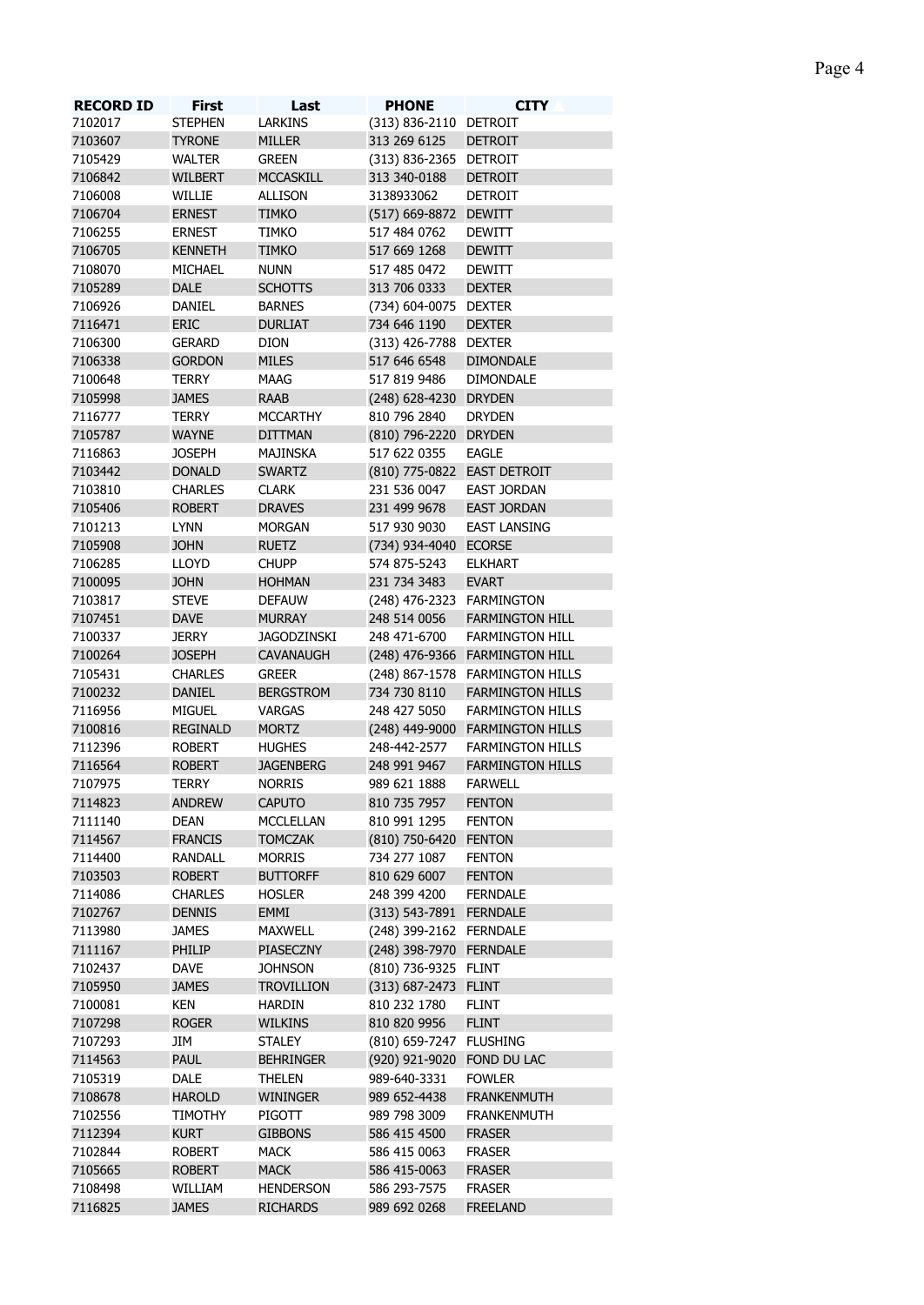| RECORD ID | First | Last | PHONE | CITY |
| --- | --- | --- | --- | --- |
| 7102017 | STEPHEN | LARKINS | (313) 836-2110 | DETROIT |
| 7103607 | TYRONE | MILLER | 313 269 6125 | DETROIT |
| 7105429 | WALTER | GREEN | (313) 836-2365 | DETROIT |
| 7106842 | WILBERT | MCCASKILL | 313 340-0188 | DETROIT |
| 7106008 | WILLIE | ALLISON | 3138933062 | DETROIT |
| 7106704 | ERNEST | TIMKO | (517) 669-8872 | DEWITT |
| 7106255 | ERNEST | TIMKO | 517 484 0762 | DEWITT |
| 7106705 | KENNETH | TIMKO | 517 669 1268 | DEWITT |
| 7108070 | MICHAEL | NUNN | 517 485 0472 | DEWITT |
| 7105289 | DALE | SCHOTTS | 313 706 0333 | DEXTER |
| 7106926 | DANIEL | BARNES | (734) 604-0075 | DEXTER |
| 7116471 | ERIC | DURLIAT | 734 646 1190 | DEXTER |
| 7106300 | GERARD | DION | (313) 426-7788 | DEXTER |
| 7106338 | GORDON | MILES | 517 646 6548 | DIMONDALE |
| 7100648 | TERRY | MAAG | 517 819 9486 | DIMONDALE |
| 7105998 | JAMES | RAAB | (248) 628-4230 | DRYDEN |
| 7116777 | TERRY | MCCARTHY | 810 796 2840 | DRYDEN |
| 7105787 | WAYNE | DITTMAN | (810) 796-2220 | DRYDEN |
| 7116863 | JOSEPH | MAJINSKA | 517 622 0355 | EAGLE |
| 7103442 | DONALD | SWARTZ | (810) 775-0822 | EAST DETROIT |
| 7103810 | CHARLES | CLARK | 231 536 0047 | EAST JORDAN |
| 7105406 | ROBERT | DRAVES | 231 499 9678 | EAST JORDAN |
| 7101213 | LYNN | MORGAN | 517 930 9030 | EAST LANSING |
| 7105908 | JOHN | RUETZ | (734) 934-4040 | ECORSE |
| 7106285 | LLOYD | CHUPP | 574 875-5243 | ELKHART |
| 7100095 | JOHN | HOHMAN | 231 734 3483 | EVART |
| 7103817 | STEVE | DEFAUW | (248) 476-2323 | FARMINGTON |
| 7107451 | DAVE | MURRAY | 248 514 0056 | FARMINGTON HILL |
| 7100337 | JERRY | JAGODZINSKI | 248 471-6700 | FARMINGTON HILL |
| 7100264 | JOSEPH | CAVANAUGH | (248) 476-9366 | FARMINGTON HILL |
| 7105431 | CHARLES | GREER | (248) 867-1578 | FARMINGTON HILLS |
| 7100232 | DANIEL | BERGSTROM | 734 730 8110 | FARMINGTON HILLS |
| 7116956 | MIGUEL | VARGAS | 248 427 5050 | FARMINGTON HILLS |
| 7100816 | REGINALD | MORTZ | (248) 449-9000 | FARMINGTON HILLS |
| 7112396 | ROBERT | HUGHES | 248-442-2577 | FARMINGTON HILLS |
| 7116564 | ROBERT | JAGENBERG | 248 991 9467 | FARMINGTON HILLS |
| 7107975 | TERRY | NORRIS | 989 621 1888 | FARWELL |
| 7114823 | ANDREW | CAPUTO | 810 735 7957 | FENTON |
| 7111140 | DEAN | MCCLELLAN | 810 991 1295 | FENTON |
| 7114567 | FRANCIS | TOMCZAK | (810) 750-6420 | FENTON |
| 7114400 | RANDALL | MORRIS | 734 277 1087 | FENTON |
| 7103503 | ROBERT | BUTTORFF | 810 629 6007 | FENTON |
| 7114086 | CHARLES | HOSLER | 248 399 4200 | FERNDALE |
| 7102767 | DENNIS | EMMI | (313) 543-7891 | FERNDALE |
| 7113980 | JAMES | MAXWELL | (248) 399-2162 | FERNDALE |
| 7111167 | PHILIP | PIASECZNY | (248) 398-7970 | FERNDALE |
| 7102437 | DAVE | JOHNSON | (810) 736-9325 | FLINT |
| 7105950 | JAMES | TROVILLION | (313) 687-2473 | FLINT |
| 7100081 | KEN | HARDIN | 810 232 1780 | FLINT |
| 7107298 | ROGER | WILKINS | 810 820 9956 | FLINT |
| 7107293 | JIM | STALEY | (810) 659-7247 | FLUSHING |
| 7114563 | PAUL | BEHRINGER | (920) 921-9020 | FOND DU LAC |
| 7105319 | DALE | THELEN | 989-640-3331 | FOWLER |
| 7108678 | HAROLD | WININGER | 989 652-4438 | FRANKENMUTH |
| 7102556 | TIMOTHY | PIGOTT | 989 798 3009 | FRANKENMUTH |
| 7112394 | KURT | GIBBONS | 586 415 4500 | FRASER |
| 7102844 | ROBERT | MACK | 586 415 0063 | FRASER |
| 7105665 | ROBERT | MACK | 586 415-0063 | FRASER |
| 7108498 | WILLIAM | HENDERSON | 586 293-7575 | FRASER |
| 7116825 | JAMES | RICHARDS | 989 692 0268 | FREELAND |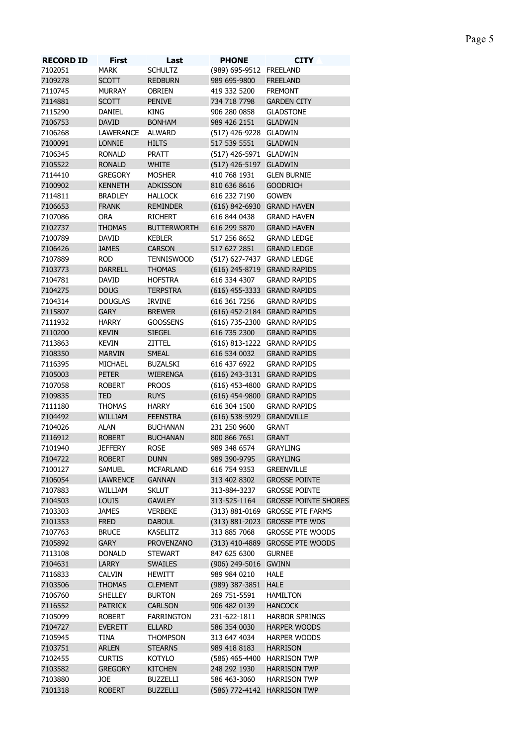| RECORD ID | First | Last | PHONE | CITY |
|---|---|---|---|---|
| 7102051 | MARK | SCHULTZ | (989) 695-9512 | FREELAND |
| 7109278 | SCOTT | REDBURN | 989 695-9800 | FREELAND |
| 7110745 | MURRAY | OBRIEN | 419 332 5200 | FREMONT |
| 7114881 | SCOTT | PENIVE | 734 718 7798 | GARDEN CITY |
| 7115290 | DANIEL | KING | 906 280 0858 | GLADSTONE |
| 7106753 | DAVID | BONHAM | 989 426 2151 | GLADWIN |
| 7106268 | LAWERANCE | ALWARD | (517) 426-9228 | GLADWIN |
| 7100091 | LONNIE | HILTS | 517 539 5551 | GLADWIN |
| 7106345 | RONALD | PRATT | (517) 426-5971 | GLADWIN |
| 7105522 | RONALD | WHITE | (517) 426-5197 | GLADWIN |
| 7114410 | GREGORY | MOSHER | 410 768 1931 | GLEN BURNIE |
| 7100902 | KENNETH | ADKISSON | 810 636 8616 | GOODRICH |
| 7114811 | BRADLEY | HALLOCK | 616 232 7190 | GOWEN |
| 7106653 | FRANK | REMINDER | (616) 842-6930 | GRAND HAVEN |
| 7107086 | ORA | RICHERT | 616 844 0438 | GRAND HAVEN |
| 7102737 | THOMAS | BUTTERWORTH | 616 299 5870 | GRAND HAVEN |
| 7100789 | DAVID | KEBLER | 517 256 8652 | GRAND LEDGE |
| 7106426 | JAMES | CARSON | 517 627 2851 | GRAND LEDGE |
| 7107889 | ROD | TENNISWOOD | (517) 627-7437 | GRAND LEDGE |
| 7103773 | DARRELL | THOMAS | (616) 245-8719 | GRAND RAPIDS |
| 7104781 | DAVID | HOFSTRA | 616 334 4307 | GRAND RAPIDS |
| 7104275 | DOUG | TERPSTRA | (616) 455-3333 | GRAND RAPIDS |
| 7104314 | DOUGLAS | IRVINE | 616 361 7256 | GRAND RAPIDS |
| 7115807 | GARY | BREWER | (616) 452-2184 | GRAND RAPIDS |
| 7111932 | HARRY | GOOSSENS | (616) 735-2300 | GRAND RAPIDS |
| 7110200 | KEVIN | SIEGEL | 616 735 2300 | GRAND RAPIDS |
| 7113863 | KEVIN | ZITTEL | (616) 813-1222 | GRAND RAPIDS |
| 7108350 | MARVIN | SMEAL | 616 534 0032 | GRAND RAPIDS |
| 7116395 | MICHAEL | BUZALSKI | 616 437 6922 | GRAND RAPIDS |
| 7105003 | PETER | WIERENGA | (616) 243-3131 | GRAND RAPIDS |
| 7107058 | ROBERT | PROOS | (616) 453-4800 | GRAND RAPIDS |
| 7109835 | TED | RUYS | (616) 454-9800 | GRAND RAPIDS |
| 7111180 | THOMAS | HARRY | 616 304 1500 | GRAND RAPIDS |
| 7104492 | WILLIAM | FEENSTRA | (616) 538-5929 | GRANDVILLE |
| 7104026 | ALAN | BUCHANAN | 231 250 9600 | GRANT |
| 7116912 | ROBERT | BUCHANAN | 800 866 7651 | GRANT |
| 7101940 | JEFFERY | ROSE | 989 348 6574 | GRAYLING |
| 7104722 | ROBERT | DUNN | 989 390-9795 | GRAYLING |
| 7100127 | SAMUEL | MCFARLAND | 616 754 9353 | GREENVILLE |
| 7106054 | LAWRENCE | GANNAN | 313 402 8302 | GROSSE POINTE |
| 7107883 | WILLIAM | SKLUT | 313-884-3237 | GROSSE POINTE |
| 7104503 | LOUIS | GAWLEY | 313-525-1164 | GROSSE POINTE SHORES |
| 7103303 | JAMES | VERBEKE | (313) 881-0169 | GROSSE PTE FARMS |
| 7101353 | FRED | DABOUL | (313) 881-2023 | GROSSE PTE WDS |
| 7107763 | BRUCE | KASELITZ | 313 885 7068 | GROSSE PTE WOODS |
| 7105892 | GARY | PROVENZANO | (313) 410-4889 | GROSSE PTE WOODS |
| 7113108 | DONALD | STEWART | 847 625 6300 | GURNEE |
| 7104631 | LARRY | SWAILES | (906) 249-5016 | GWINN |
| 7116833 | CALVIN | HEWITT | 989 984 0210 | HALE |
| 7103506 | THOMAS | CLEMENT | (989) 387-3851 | HALE |
| 7106760 | SHELLEY | BURTON | 269 751-5591 | HAMILTON |
| 7116552 | PATRICK | CARLSON | 906 482 0139 | HANCOCK |
| 7105099 | ROBERT | FARRINGTON | 231-622-1811 | HARBOR SPRINGS |
| 7104727 | EVERETT | ELLARD | 586 354 0030 | HARPER WOODS |
| 7105945 | TINA | THOMPSON | 313 647 4034 | HARPER WOODS |
| 7103751 | ARLEN | STEARNS | 989 418 8183 | HARRISON |
| 7102455 | CURTIS | KOTYLO | (586) 465-4400 | HARRISON TWP |
| 7103582 | GREGORY | KITCHEN | 248 292 1930 | HARRISON TWP |
| 7103880 | JOE | BUZZELLI | 586 463-3060 | HARRISON TWP |
| 7101318 | ROBERT | BUZZELLI | (586) 772-4142 | HARRISON TWP |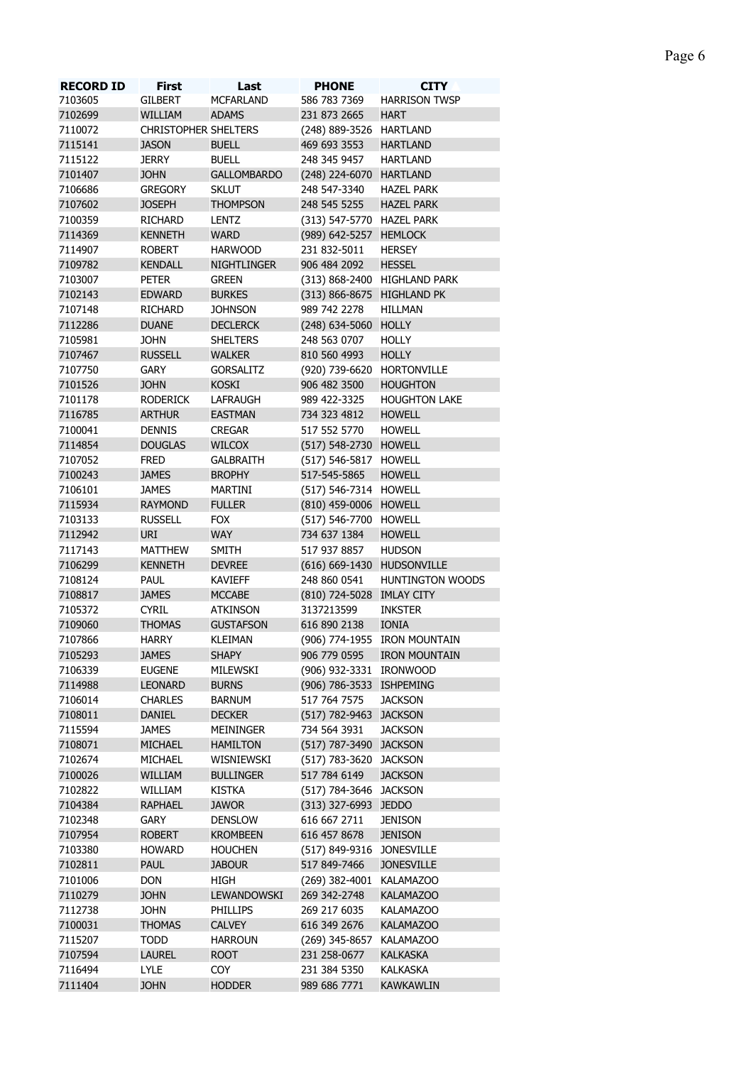| RECORD ID | First | Last | PHONE | CITY |
|---|---|---|---|---|
| 7103605 | GILBERT | MCFARLAND | 586 783 7369 | HARRISON TWSP |
| 7102699 | WILLIAM | ADAMS | 231 873 2665 | HART |
| 7110072 | CHRISTOPHER | SHELTERS | (248) 889-3526 | HARTLAND |
| 7115141 | JASON | BUELL | 469 693 3553 | HARTLAND |
| 7115122 | JERRY | BUELL | 248 345 9457 | HARTLAND |
| 7101407 | JOHN | GALLOMBARDO | (248) 224-6070 | HARTLAND |
| 7106686 | GREGORY | SKLUT | 248 547-3340 | HAZEL PARK |
| 7107602 | JOSEPH | THOMPSON | 248 545 5255 | HAZEL PARK |
| 7100359 | RICHARD | LENTZ | (313) 547-5770 | HAZEL PARK |
| 7114369 | KENNETH | WARD | (989) 642-5257 | HEMLOCK |
| 7114907 | ROBERT | HARWOOD | 231 832-5011 | HERSEY |
| 7109782 | KENDALL | NIGHTLINGER | 906 484 2092 | HESSEL |
| 7103007 | PETER | GREEN | (313) 868-2400 | HIGHLAND PARK |
| 7102143 | EDWARD | BURKES | (313) 866-8675 | HIGHLAND PK |
| 7107148 | RICHARD | JOHNSON | 989 742 2278 | HILLMAN |
| 7112286 | DUANE | DECLERCK | (248) 634-5060 | HOLLY |
| 7105981 | JOHN | SHELTERS | 248 563 0707 | HOLLY |
| 7107467 | RUSSELL | WALKER | 810 560 4993 | HOLLY |
| 7107750 | GARY | GORSALITZ | (920) 739-6620 | HORTONVILLE |
| 7101526 | JOHN | KOSKI | 906 482 3500 | HOUGHTON |
| 7101178 | RODERICK | LAFRAUGH | 989 422-3325 | HOUGHTON LAKE |
| 7116785 | ARTHUR | EASTMAN | 734 323 4812 | HOWELL |
| 7100041 | DENNIS | CREGAR | 517 552 5770 | HOWELL |
| 7114854 | DOUGLAS | WILCOX | (517) 548-2730 | HOWELL |
| 7107052 | FRED | GALBRAITH | (517) 546-5817 | HOWELL |
| 7100243 | JAMES | BROPHY | 517-545-5865 | HOWELL |
| 7106101 | JAMES | MARTINI | (517) 546-7314 | HOWELL |
| 7115934 | RAYMOND | FULLER | (810) 459-0006 | HOWELL |
| 7103133 | RUSSELL | FOX | (517) 546-7700 | HOWELL |
| 7112942 | URI | WAY | 734 637 1384 | HOWELL |
| 7117143 | MATTHEW | SMITH | 517 937 8857 | HUDSON |
| 7106299 | KENNETH | DEVREE | (616) 669-1430 | HUDSONVILLE |
| 7108124 | PAUL | KAVIEFF | 248 860 0541 | HUNTINGTON WOODS |
| 7108817 | JAMES | MCCABE | (810) 724-5028 | IMLAY CITY |
| 7105372 | CYRIL | ATKINSON | 3137213599 | INKSTER |
| 7109060 | THOMAS | GUSTAFSON | 616 890 2138 | IONIA |
| 7107866 | HARRY | KLEIMAN | (906) 774-1955 | IRON MOUNTAIN |
| 7105293 | JAMES | SHAPY | 906 779 0595 | IRON MOUNTAIN |
| 7106339 | EUGENE | MILEWSKI | (906) 932-3331 | IRONWOOD |
| 7114988 | LEONARD | BURNS | (906) 786-3533 | ISHPEMING |
| 7106014 | CHARLES | BARNUM | 517 764 7575 | JACKSON |
| 7108011 | DANIEL | DECKER | (517) 782-9463 | JACKSON |
| 7115594 | JAMES | MEININGER | 734 564 3931 | JACKSON |
| 7108071 | MICHAEL | HAMILTON | (517) 787-3490 | JACKSON |
| 7102674 | MICHAEL | WISNIEWSKI | (517) 783-3620 | JACKSON |
| 7100026 | WILLIAM | BULLINGER | 517 784 6149 | JACKSON |
| 7102822 | WILLIAM | KISTKA | (517) 784-3646 | JACKSON |
| 7104384 | RAPHAEL | JAWOR | (313) 327-6993 | JEDDO |
| 7102348 | GARY | DENSLOW | 616 667 2711 | JENISON |
| 7107954 | ROBERT | KROMBEEN | 616 457 8678 | JENISON |
| 7103380 | HOWARD | HOUCHEN | (517) 849-9316 | JONESVILLE |
| 7102811 | PAUL | JABOUR | 517 849-7466 | JONESVILLE |
| 7101006 | DON | HIGH | (269) 382-4001 | KALAMAZOO |
| 7110279 | JOHN | LEWANDOWSKI | 269 342-2748 | KALAMAZOO |
| 7112738 | JOHN | PHILLIPS | 269 217 6035 | KALAMAZOO |
| 7100031 | THOMAS | CALVEY | 616 349 2676 | KALAMAZOO |
| 7115207 | TODD | HARROUN | (269) 345-8657 | KALAMAZOO |
| 7107594 | LAUREL | ROOT | 231 258-0677 | KALKASKA |
| 7116494 | LYLE | COY | 231 384 5350 | KALKASKA |
| 7111404 | JOHN | HODDER | 989 686 7771 | KAWKAWLIN |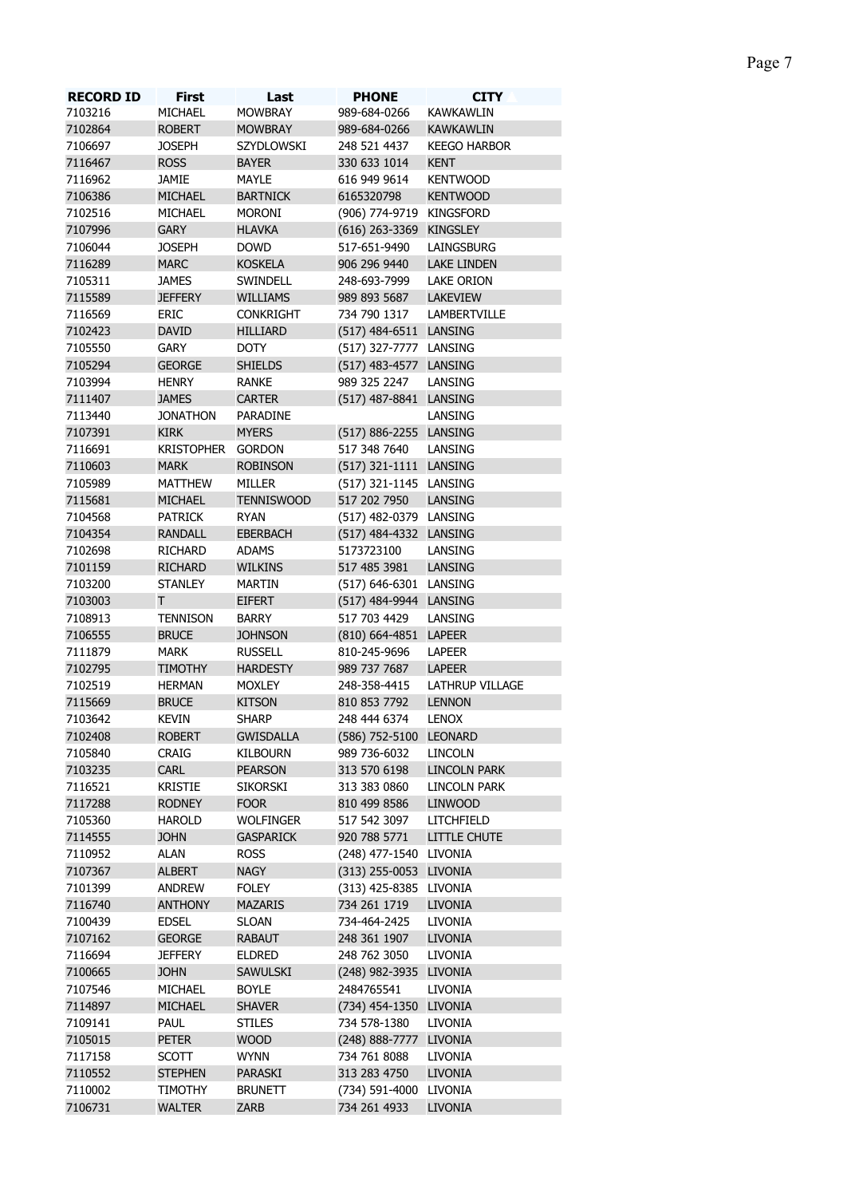| RECORD ID | First | Last | PHONE | CITY |
|---|---|---|---|---|
| 7103216 | MICHAEL | MOWBRAY | 989-684-0266 | KAWKAWLIN |
| 7102864 | ROBERT | MOWBRAY | 989-684-0266 | KAWKAWLIN |
| 7106697 | JOSEPH | SZYDLOWSKI | 248 521 4437 | KEEGO HARBOR |
| 7116467 | ROSS | BAYER | 330 633 1014 | KENT |
| 7116962 | JAMIE | MAYLE | 616 949 9614 | KENTWOOD |
| 7106386 | MICHAEL | BARTNICK | 6165320798 | KENTWOOD |
| 7102516 | MICHAEL | MORONI | (906) 774-9719 | KINGSFORD |
| 7107996 | GARY | HLAVKA | (616) 263-3369 | KINGSLEY |
| 7106044 | JOSEPH | DOWD | 517-651-9490 | LAINGSBURG |
| 7116289 | MARC | KOSKELA | 906 296 9440 | LAKE LINDEN |
| 7105311 | JAMES | SWINDELL | 248-693-7999 | LAKE ORION |
| 7115589 | JEFFERY | WILLIAMS | 989 893 5687 | LAKEVIEW |
| 7116569 | ERIC | CONKRIGHT | 734 790 1317 | LAMBERTVILLE |
| 7102423 | DAVID | HILLIARD | (517) 484-6511 | LANSING |
| 7105550 | GARY | DOTY | (517) 327-7777 | LANSING |
| 7105294 | GEORGE | SHIELDS | (517) 483-4577 | LANSING |
| 7103994 | HENRY | RANKE | 989 325 2247 | LANSING |
| 7111407 | JAMES | CARTER | (517) 487-8841 | LANSING |
| 7113440 | JONATHON | PARADINE | | LANSING |
| 7107391 | KIRK | MYERS | (517) 886-2255 | LANSING |
| 7116691 | KRISTOPHER | GORDON | 517 348 7640 | LANSING |
| 7110603 | MARK | ROBINSON | (517) 321-1111 | LANSING |
| 7105989 | MATTHEW | MILLER | (517) 321-1145 | LANSING |
| 7115681 | MICHAEL | TENNISWOOD | 517 202 7950 | LANSING |
| 7104568 | PATRICK | RYAN | (517) 482-0379 | LANSING |
| 7104354 | RANDALL | EBERBACH | (517) 484-4332 | LANSING |
| 7102698 | RICHARD | ADAMS | 5173723100 | LANSING |
| 7101159 | RICHARD | WILKINS | 517 485 3981 | LANSING |
| 7103200 | STANLEY | MARTIN | (517) 646-6301 | LANSING |
| 7103003 | T | EIFERT | (517) 484-9944 | LANSING |
| 7108913 | TENNISON | BARRY | 517 703 4429 | LANSING |
| 7106555 | BRUCE | JOHNSON | (810) 664-4851 | LAPEER |
| 7111879 | MARK | RUSSELL | 810-245-9696 | LAPEER |
| 7102795 | TIMOTHY | HARDESTY | 989 737 7687 | LAPEER |
| 7102519 | HERMAN | MOXLEY | 248-358-4415 | LATHRUP VILLAGE |
| 7115669 | BRUCE | KITSON | 810 853 7792 | LENNON |
| 7103642 | KEVIN | SHARP | 248 444 6374 | LENOX |
| 7102408 | ROBERT | GWISDALLA | (586) 752-5100 | LEONARD |
| 7105840 | CRAIG | KILBOURN | 989 736-6032 | LINCOLN |
| 7103235 | CARL | PEARSON | 313 570 6198 | LINCOLN PARK |
| 7116521 | KRISTIE | SIKORSKI | 313 383 0860 | LINCOLN PARK |
| 7117288 | RODNEY | FOOR | 810 499 8586 | LINWOOD |
| 7105360 | HAROLD | WOLFINGER | 517 542 3097 | LITCHFIELD |
| 7114555 | JOHN | GASPARICK | 920 788 5771 | LITTLE CHUTE |
| 7110952 | ALAN | ROSS | (248) 477-1540 | LIVONIA |
| 7107367 | ALBERT | NAGY | (313) 255-0053 | LIVONIA |
| 7101399 | ANDREW | FOLEY | (313) 425-8385 | LIVONIA |
| 7116740 | ANTHONY | MAZARIS | 734 261 1719 | LIVONIA |
| 7100439 | EDSEL | SLOAN | 734-464-2425 | LIVONIA |
| 7107162 | GEORGE | RABAUT | 248 361 1907 | LIVONIA |
| 7116694 | JEFFERY | ELDRED | 248 762 3050 | LIVONIA |
| 7100665 | JOHN | SAWULSKI | (248) 982-3935 | LIVONIA |
| 7107546 | MICHAEL | BOYLE | 2484765541 | LIVONIA |
| 7114897 | MICHAEL | SHAVER | (734) 454-1350 | LIVONIA |
| 7109141 | PAUL | STILES | 734 578-1380 | LIVONIA |
| 7105015 | PETER | WOOD | (248) 888-7777 | LIVONIA |
| 7117158 | SCOTT | WYNN | 734 761 8088 | LIVONIA |
| 7110552 | STEPHEN | PARASKI | 313 283 4750 | LIVONIA |
| 7110002 | TIMOTHY | BRUNETT | (734) 591-4000 | LIVONIA |
| 7106731 | WALTER | ZARB | 734 261 4933 | LIVONIA |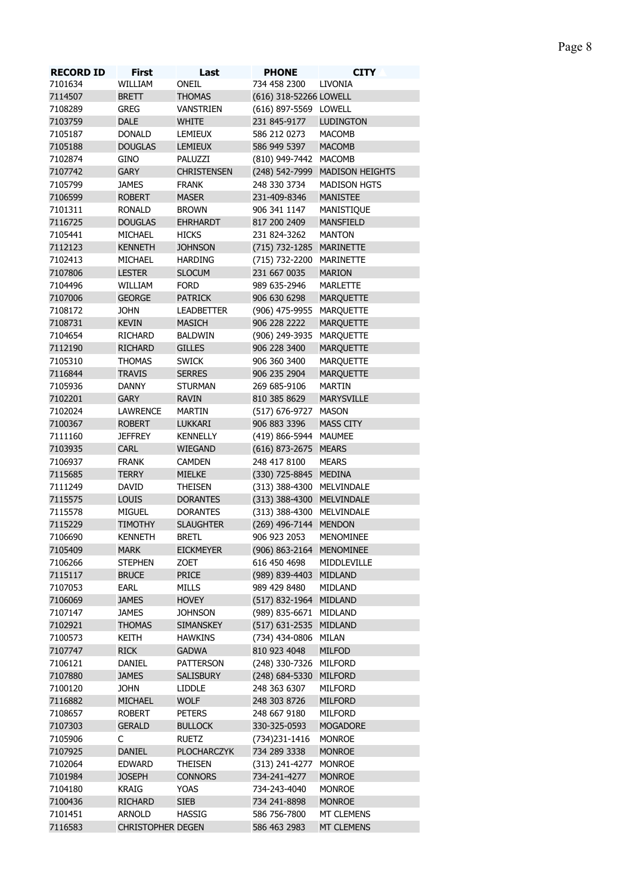| RECORD ID | First | Last | PHONE | CITY |
| --- | --- | --- | --- | --- |
| 7101634 | WILLIAM | ONEIL | 734 458 2300 | LIVONIA |
| 7114507 | BRETT | THOMAS | (616) 318-52266 | LOWELL |
| 7108289 | GREG | VANSTRIEN | (616) 897-5569 | LOWELL |
| 7103759 | DALE | WHITE | 231 845-9177 | LUDINGTON |
| 7105187 | DONALD | LEMIEUX | 586 212 0273 | MACOMB |
| 7105188 | DOUGLAS | LEMIEUX | 586 949 5397 | MACOMB |
| 7102874 | GINO | PALUZZI | (810) 949-7442 | MACOMB |
| 7107742 | GARY | CHRISTENSEN | (248) 542-7999 | MADISON HEIGHTS |
| 7105799 | JAMES | FRANK | 248 330 3734 | MADISON HGTS |
| 7106599 | ROBERT | MASER | 231-409-8346 | MANISTEE |
| 7101311 | RONALD | BROWN | 906 341 1147 | MANISTIQUE |
| 7116725 | DOUGLAS | EHRHARDT | 817 200 2409 | MANSFIELD |
| 7105441 | MICHAEL | HICKS | 231 824-3262 | MANTON |
| 7112123 | KENNETH | JOHNSON | (715) 732-1285 | MARINETTE |
| 7102413 | MICHAEL | HARDING | (715) 732-2200 | MARINETTE |
| 7107806 | LESTER | SLOCUM | 231 667 0035 | MARION |
| 7104496 | WILLIAM | FORD | 989 635-2946 | MARLETTE |
| 7107006 | GEORGE | PATRICK | 906 630 6298 | MARQUETTE |
| 7108172 | JOHN | LEADBETTER | (906) 475-9955 | MARQUETTE |
| 7108731 | KEVIN | MASICH | 906 228 2222 | MARQUETTE |
| 7104654 | RICHARD | BALDWIN | (906) 249-3935 | MARQUETTE |
| 7112190 | RICHARD | GILLES | 906 228 3400 | MARQUETTE |
| 7105310 | THOMAS | SWICK | 906 360 3400 | MARQUETTE |
| 7116844 | TRAVIS | SERRES | 906 235 2904 | MARQUETTE |
| 7105936 | DANNY | STURMAN | 269 685-9106 | MARTIN |
| 7102201 | GARY | RAVIN | 810 385 8629 | MARYSVILLE |
| 7102024 | LAWRENCE | MARTIN | (517) 676-9727 | MASON |
| 7100367 | ROBERT | LUKKARI | 906 883 3396 | MASS CITY |
| 7111160 | JEFFREY | KENNELLY | (419) 866-5944 | MAUMEE |
| 7103935 | CARL | WIEGAND | (616) 873-2675 | MEARS |
| 7106937 | FRANK | CAMDEN | 248 417 8100 | MEARS |
| 7115685 | TERRY | MIELKE | (330) 725-8845 | MEDINA |
| 7111249 | DAVID | THEISEN | (313) 388-4300 | MELVINDALE |
| 7115575 | LOUIS | DORANTES | (313) 388-4300 | MELVINDALE |
| 7115578 | MIGUEL | DORANTES | (313) 388-4300 | MELVINDALE |
| 7115229 | TIMOTHY | SLAUGHTER | (269) 496-7144 | MENDON |
| 7106690 | KENNETH | BRETL | 906 923 2053 | MENOMINEE |
| 7105409 | MARK | EICKMEYER | (906) 863-2164 | MENOMINEE |
| 7106266 | STEPHEN | ZOET | 616 450 4698 | MIDDLEVILLE |
| 7115117 | BRUCE | PRICE | (989) 839-4403 | MIDLAND |
| 7107053 | EARL | MILLS | 989 429 8480 | MIDLAND |
| 7106069 | JAMES | HOVEY | (517) 832-1964 | MIDLAND |
| 7107147 | JAMES | JOHNSON | (989) 835-6671 | MIDLAND |
| 7102921 | THOMAS | SIMANSKEY | (517) 631-2535 | MIDLAND |
| 7100573 | KEITH | HAWKINS | (734) 434-0806 | MILAN |
| 7107747 | RICK | GADWA | 810 923 4048 | MILFOD |
| 7106121 | DANIEL | PATTERSON | (248) 330-7326 | MILFORD |
| 7107880 | JAMES | SALISBURY | (248) 684-5330 | MILFORD |
| 7100120 | JOHN | LIDDLE | 248 363 6307 | MILFORD |
| 7116882 | MICHAEL | WOLF | 248 303 8726 | MILFORD |
| 7108657 | ROBERT | PETERS | 248 667 9180 | MILFORD |
| 7107303 | GERALD | BULLOCK | 330-325-0593 | MOGADORE |
| 7105906 | C | RUETZ | (734)231-1416 | MONROE |
| 7107925 | DANIEL | PLOCHARCZYK | 734 289 3338 | MONROE |
| 7102064 | EDWARD | THEISEN | (313) 241-4277 | MONROE |
| 7101984 | JOSEPH | CONNORS | 734-241-4277 | MONROE |
| 7104180 | KRAIG | YOAS | 734-243-4040 | MONROE |
| 7100436 | RICHARD | SIEB | 734 241-8898 | MONROE |
| 7101451 | ARNOLD | HASSIG | 586 756-7800 | MT CLEMENS |
| 7116583 | CHRISTOPHER | DEGEN | 586 463 2983 | MT CLEMENS |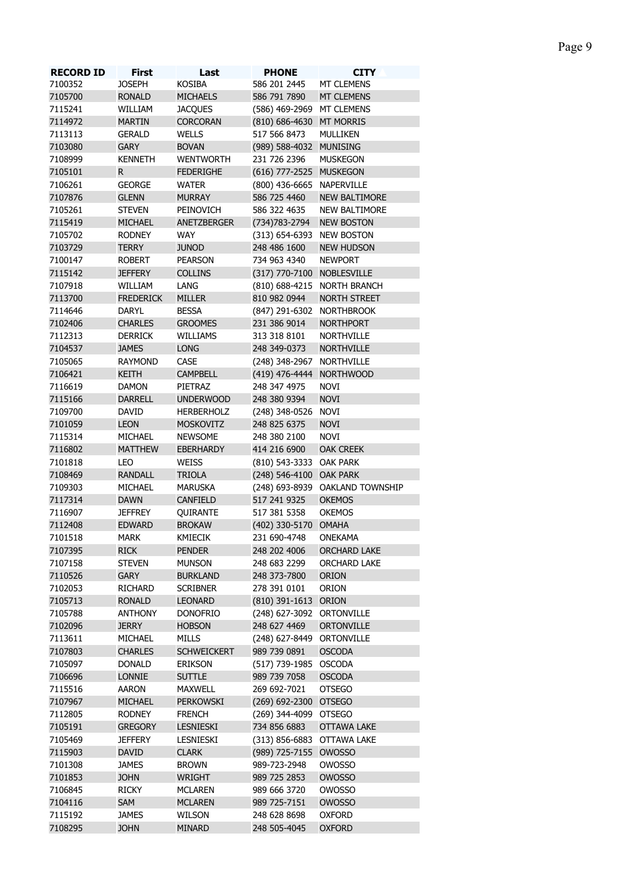| RECORD ID | First | Last | PHONE | CITY |
|---|---|---|---|---|
| 7100352 | JOSEPH | KOSIBA | 586 201 2445 | MT CLEMENS |
| 7105700 | RONALD | MICHAELS | 586 791 7890 | MT CLEMENS |
| 7115241 | WILLIAM | JACQUES | (586) 469-2969 | MT CLEMENS |
| 7114972 | MARTIN | CORCORAN | (810) 686-4630 | MT MORRIS |
| 7113113 | GERALD | WELLS | 517 566 8473 | MULLIKEN |
| 7103080 | GARY | BOVAN | (989) 588-4032 | MUNISING |
| 7108999 | KENNETH | WENTWORTH | 231 726 2396 | MUSKEGON |
| 7105101 | R | FEDERIGHE | (616) 777-2525 | MUSKEGON |
| 7106261 | GEORGE | WATER | (800) 436-6665 | NAPERVILLE |
| 7107876 | GLENN | MURRAY | 586 725 4460 | NEW BALTIMORE |
| 7105261 | STEVEN | PEINOVICH | 586 322 4635 | NEW BALTIMORE |
| 7115419 | MICHAEL | ANETZBERGER | (734)783-2794 | NEW BOSTON |
| 7105702 | RODNEY | WAY | (313) 654-6393 | NEW BOSTON |
| 7103729 | TERRY | JUNOD | 248 486 1600 | NEW HUDSON |
| 7100147 | ROBERT | PEARSON | 734 963 4340 | NEWPORT |
| 7115142 | JEFFERY | COLLINS | (317) 770-7100 | NOBLESVILLE |
| 7107918 | WILLIAM | LANG | (810) 688-4215 | NORTH BRANCH |
| 7113700 | FREDERICK | MILLER | 810 982 0944 | NORTH STREET |
| 7114646 | DARYL | BESSA | (847) 291-6302 | NORTHBROOK |
| 7102406 | CHARLES | GROOMES | 231 386 9014 | NORTHPORT |
| 7112313 | DERRICK | WILLIAMS | 313 318 8101 | NORTHVILLE |
| 7104537 | JAMES | LONG | 248 349-0373 | NORTHVILLE |
| 7105065 | RAYMOND | CASE | (248) 348-2967 | NORTHVILLE |
| 7106421 | KEITH | CAMPBELL | (419) 476-4444 | NORTHWOOD |
| 7116619 | DAMON | PIETRAZ | 248 347 4975 | NOVI |
| 7115166 | DARRELL | UNDERWOOD | 248 380 9394 | NOVI |
| 7109700 | DAVID | HERBERHOLZ | (248) 348-0526 | NOVI |
| 7101059 | LEON | MOSKOVITZ | 248 825 6375 | NOVI |
| 7115314 | MICHAEL | NEWSOME | 248 380 2100 | NOVI |
| 7116802 | MATTHEW | EBERHARDY | 414 216 6900 | OAK CREEK |
| 7101818 | LEO | WEISS | (810) 543-3333 | OAK PARK |
| 7108469 | RANDALL | TRIOLA | (248) 546-4100 | OAK PARK |
| 7109303 | MICHAEL | MARUSKA | (248) 693-8939 | OAKLAND TOWNSHIP |
| 7117314 | DAWN | CANFIELD | 517 241 9325 | OKEMOS |
| 7116907 | JEFFREY | QUIRANTE | 517 381 5358 | OKEMOS |
| 7112408 | EDWARD | BROKAW | (402) 330-5170 | OMAHA |
| 7101518 | MARK | KMIECIK | 231 690-4748 | ONEKAMA |
| 7107395 | RICK | PENDER | 248 202 4006 | ORCHARD LAKE |
| 7107158 | STEVEN | MUNSON | 248 683 2299 | ORCHARD LAKE |
| 7110526 | GARY | BURKLAND | 248 373-7800 | ORION |
| 7102053 | RICHARD | SCRIBNER | 278 391 0101 | ORION |
| 7105713 | RONALD | LEONARD | (810) 391-1613 | ORION |
| 7105788 | ANTHONY | DONOFRIO | (248) 627-3092 | ORTONVILLE |
| 7102096 | JERRY | HOBSON | 248 627 4469 | ORTONVILLE |
| 7113611 | MICHAEL | MILLS | (248) 627-8449 | ORTONVILLE |
| 7107803 | CHARLES | SCHWEICKERT | 989 739 0891 | OSCODA |
| 7105097 | DONALD | ERIKSON | (517) 739-1985 | OSCODA |
| 7106696 | LONNIE | SUTTLE | 989 739 7058 | OSCODA |
| 7115516 | AARON | MAXWELL | 269 692-7021 | OTSEGO |
| 7107967 | MICHAEL | PERKOWSKI | (269) 692-2300 | OTSEGO |
| 7112805 | RODNEY | FRENCH | (269) 344-4099 | OTSEGO |
| 7105191 | GREGORY | LESNIESKI | 734 856 6883 | OTTAWA LAKE |
| 7105469 | JEFFERY | LESNIESKI | (313) 856-6883 | OTTAWA LAKE |
| 7115903 | DAVID | CLARK | (989) 725-7155 | OWOSSO |
| 7101308 | JAMES | BROWN | 989-723-2948 | OWOSSO |
| 7101853 | JOHN | WRIGHT | 989 725 2853 | OWOSSO |
| 7106845 | RICKY | MCLAREN | 989 666 3720 | OWOSSO |
| 7104116 | SAM | MCLAREN | 989 725-7151 | OWOSSO |
| 7115192 | JAMES | WILSON | 248 628 8698 | OXFORD |
| 7108295 | JOHN | MINARD | 248 505-4045 | OXFORD |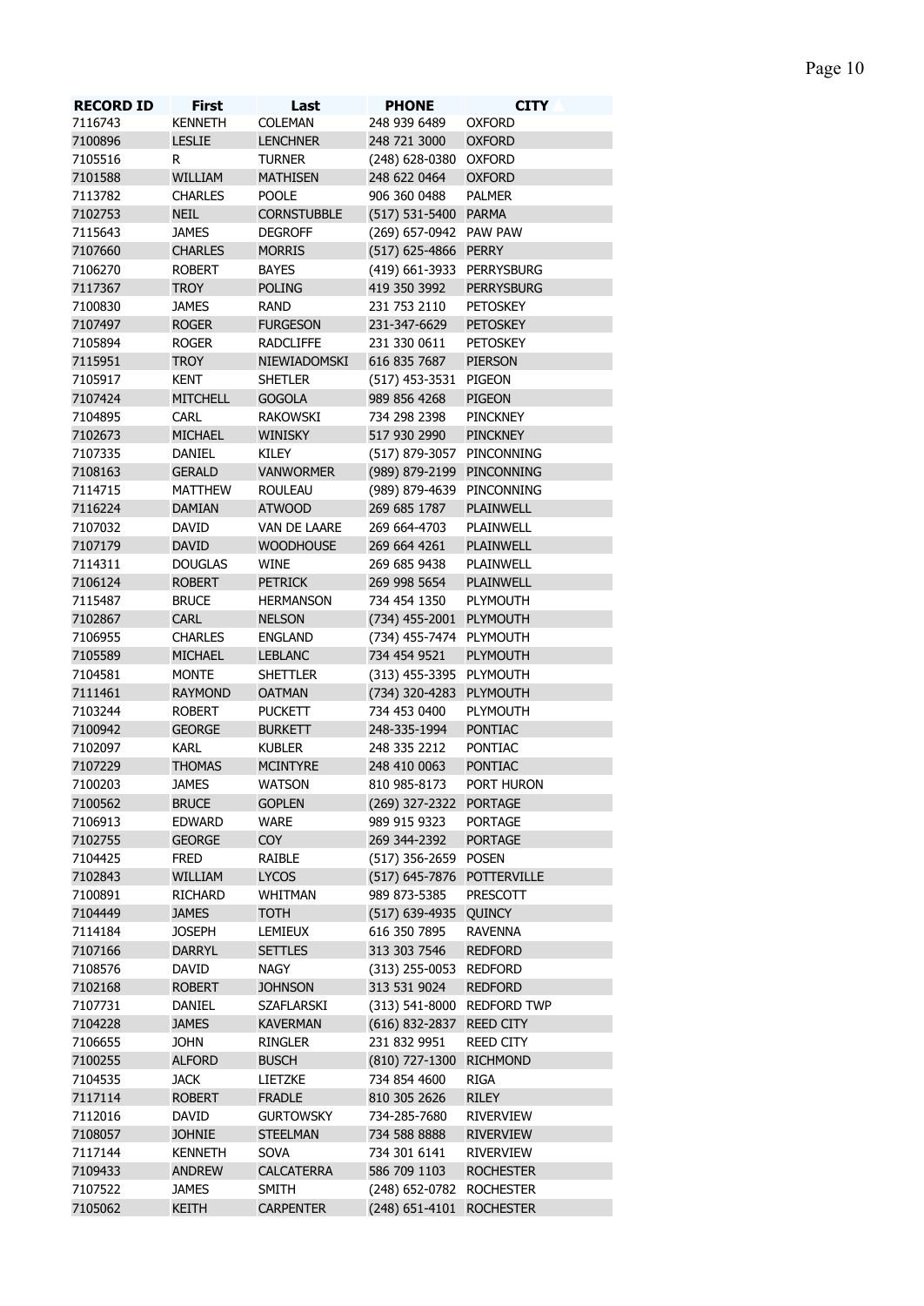| RECORD ID | First | Last | PHONE | CITY |
| --- | --- | --- | --- | --- |
| 7116743 | KENNETH | COLEMAN | 248 939 6489 | OXFORD |
| 7100896 | LESLIE | LENCHNER | 248 721 3000 | OXFORD |
| 7105516 | R | TURNER | (248) 628-0380 | OXFORD |
| 7101588 | WILLIAM | MATHISEN | 248 622 0464 | OXFORD |
| 7113782 | CHARLES | POOLE | 906 360 0488 | PALMER |
| 7102753 | NEIL | CORNSTUBBLE | (517) 531-5400 | PARMA |
| 7115643 | JAMES | DEGROFF | (269) 657-0942 | PAW PAW |
| 7107660 | CHARLES | MORRIS | (517) 625-4866 | PERRY |
| 7106270 | ROBERT | BAYES | (419) 661-3933 | PERRYSBURG |
| 7117367 | TROY | POLING | 419 350 3992 | PERRYSBURG |
| 7100830 | JAMES | RAND | 231 753 2110 | PETOSKEY |
| 7107497 | ROGER | FURGESON | 231-347-6629 | PETOSKEY |
| 7105894 | ROGER | RADCLIFFE | 231 330 0611 | PETOSKEY |
| 7115951 | TROY | NIEWIADOMSKI | 616 835 7687 | PIERSON |
| 7105917 | KENT | SHETLER | (517) 453-3531 | PIGEON |
| 7107424 | MITCHELL | GOGOLA | 989 856 4268 | PIGEON |
| 7104895 | CARL | RAKOWSKI | 734 298 2398 | PINCKNEY |
| 7102673 | MICHAEL | WINISKY | 517 930 2990 | PINCKNEY |
| 7107335 | DANIEL | KILEY | (517) 879-3057 | PINCONNING |
| 7108163 | GERALD | VANWORMER | (989) 879-2199 | PINCONNING |
| 7114715 | MATTHEW | ROULEAU | (989) 879-4639 | PINCONNING |
| 7116224 | DAMIAN | ATWOOD | 269 685 1787 | PLAINWELL |
| 7107032 | DAVID | VAN DE LAARE | 269 664-4703 | PLAINWELL |
| 7107179 | DAVID | WOODHOUSE | 269 664 4261 | PLAINWELL |
| 7114311 | DOUGLAS | WINE | 269 685 9438 | PLAINWELL |
| 7106124 | ROBERT | PETRICK | 269 998 5654 | PLAINWELL |
| 7115487 | BRUCE | HERMANSON | 734 454 1350 | PLYMOUTH |
| 7102867 | CARL | NELSON | (734) 455-2001 | PLYMOUTH |
| 7106955 | CHARLES | ENGLAND | (734) 455-7474 | PLYMOUTH |
| 7105589 | MICHAEL | LEBLANC | 734 454 9521 | PLYMOUTH |
| 7104581 | MONTE | SHETTLER | (313) 455-3395 | PLYMOUTH |
| 7111461 | RAYMOND | OATMAN | (734) 320-4283 | PLYMOUTH |
| 7103244 | ROBERT | PUCKETT | 734 453 0400 | PLYMOUTH |
| 7100942 | GEORGE | BURKETT | 248-335-1994 | PONTIAC |
| 7102097 | KARL | KUBLER | 248 335 2212 | PONTIAC |
| 7107229 | THOMAS | MCINTYRE | 248 410 0063 | PONTIAC |
| 7100203 | JAMES | WATSON | 810 985-8173 | PORT HURON |
| 7100562 | BRUCE | GOPLEN | (269) 327-2322 | PORTAGE |
| 7106913 | EDWARD | WARE | 989 915 9323 | PORTAGE |
| 7102755 | GEORGE | COY | 269 344-2392 | PORTAGE |
| 7104425 | FRED | RAIBLE | (517) 356-2659 | POSEN |
| 7102843 | WILLIAM | LYCOS | (517) 645-7876 | POTTERVILLE |
| 7100891 | RICHARD | WHITMAN | 989 873-5385 | PRESCOTT |
| 7104449 | JAMES | TOTH | (517) 639-4935 | QUINCY |
| 7114184 | JOSEPH | LEMIEUX | 616 350 7895 | RAVENNA |
| 7107166 | DARRYL | SETTLES | 313 303 7546 | REDFORD |
| 7108576 | DAVID | NAGY | (313) 255-0053 | REDFORD |
| 7102168 | ROBERT | JOHNSON | 313 531 9024 | REDFORD |
| 7107731 | DANIEL | SZAFLARSKI | (313) 541-8000 | REDFORD TWP |
| 7104228 | JAMES | KAVERMAN | (616) 832-2837 | REED CITY |
| 7106655 | JOHN | RINGLER | 231 832 9951 | REED CITY |
| 7100255 | ALFORD | BUSCH | (810) 727-1300 | RICHMOND |
| 7104535 | JACK | LIETZKE | 734 854 4600 | RIGA |
| 7117114 | ROBERT | FRADLE | 810 305 2626 | RILEY |
| 7112016 | DAVID | GURTOWSKY | 734-285-7680 | RIVERVIEW |
| 7108057 | JOHNIE | STEELMAN | 734 588 8888 | RIVERVIEW |
| 7117144 | KENNETH | SOVA | 734 301 6141 | RIVERVIEW |
| 7109433 | ANDREW | CALCATERRA | 586 709 1103 | ROCHESTER |
| 7107522 | JAMES | SMITH | (248) 652-0782 | ROCHESTER |
| 7105062 | KEITH | CARPENTER | (248) 651-4101 | ROCHESTER |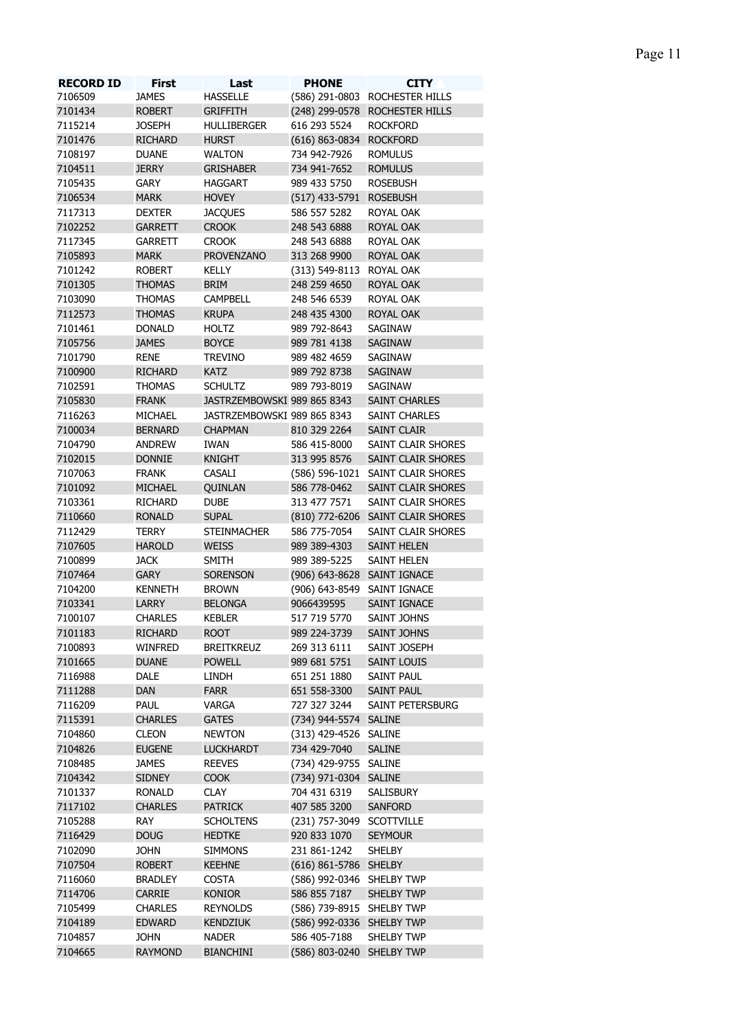| RECORD ID | First | Last | PHONE | CITY |
|---|---|---|---|---|
| 7106509 | JAMES | HASSELLE | (586) 291-0803 | ROCHESTER HILLS |
| 7101434 | ROBERT | GRIFFITH | (248) 299-0578 | ROCHESTER HILLS |
| 7115214 | JOSEPH | HULLIBERGER | 616 293 5524 | ROCKFORD |
| 7101476 | RICHARD | HURST | (616) 863-0834 | ROCKFORD |
| 7108197 | DUANE | WALTON | 734 942-7926 | ROMULUS |
| 7104511 | JERRY | GRISHABER | 734 941-7652 | ROMULUS |
| 7105435 | GARY | HAGGART | 989 433 5750 | ROSEBUSH |
| 7106534 | MARK | HOVEY | (517) 433-5791 | ROSEBUSH |
| 7117313 | DEXTER | JACQUES | 586 557 5282 | ROYAL OAK |
| 7102252 | GARRETT | CROOK | 248 543 6888 | ROYAL OAK |
| 7117345 | GARRETT | CROOK | 248 543 6888 | ROYAL OAK |
| 7105893 | MARK | PROVENZANO | 313 268 9900 | ROYAL OAK |
| 7101242 | ROBERT | KELLY | (313) 549-8113 | ROYAL OAK |
| 7101305 | THOMAS | BRIM | 248 259 4650 | ROYAL OAK |
| 7103090 | THOMAS | CAMPBELL | 248 546 6539 | ROYAL OAK |
| 7112573 | THOMAS | KRUPA | 248 435 4300 | ROYAL OAK |
| 7101461 | DONALD | HOLTZ | 989 792-8643 | SAGINAW |
| 7105756 | JAMES | BOYCE | 989 781 4138 | SAGINAW |
| 7101790 | RENE | TREVINO | 989 482 4659 | SAGINAW |
| 7100900 | RICHARD | KATZ | 989 792 8738 | SAGINAW |
| 7102591 | THOMAS | SCHULTZ | 989 793-8019 | SAGINAW |
| 7105830 | FRANK | JASTRZEMBOWSKI | 989 865 8343 | SAINT CHARLES |
| 7116263 | MICHAEL | JASTRZEMBOWSKI | 989 865 8343 | SAINT CHARLES |
| 7100034 | BERNARD | CHAPMAN | 810 329 2264 | SAINT CLAIR |
| 7104790 | ANDREW | IWAN | 586 415-8000 | SAINT CLAIR SHORES |
| 7102015 | DONNIE | KNIGHT | 313 995 8576 | SAINT CLAIR SHORES |
| 7107063 | FRANK | CASALI | (586) 596-1021 | SAINT CLAIR SHORES |
| 7101092 | MICHAEL | QUINLAN | 586 778-0462 | SAINT CLAIR SHORES |
| 7103361 | RICHARD | DUBE | 313 477 7571 | SAINT CLAIR SHORES |
| 7110660 | RONALD | SUPAL | (810) 772-6206 | SAINT CLAIR SHORES |
| 7112429 | TERRY | STEINMACHER | 586 775-7054 | SAINT CLAIR SHORES |
| 7107605 | HAROLD | WEISS | 989 389-4303 | SAINT HELEN |
| 7100899 | JACK | SMITH | 989 389-5225 | SAINT HELEN |
| 7107464 | GARY | SORENSON | (906) 643-8628 | SAINT IGNACE |
| 7104200 | KENNETH | BROWN | (906) 643-8549 | SAINT IGNACE |
| 7103341 | LARRY | BELONGA | 9066439595 | SAINT IGNACE |
| 7100107 | CHARLES | KEBLER | 517 719 5770 | SAINT JOHNS |
| 7101183 | RICHARD | ROOT | 989 224-3739 | SAINT JOHNS |
| 7100893 | WINFRED | BREITKREUZ | 269 313 6111 | SAINT JOSEPH |
| 7101665 | DUANE | POWELL | 989 681 5751 | SAINT LOUIS |
| 7116988 | DALE | LINDH | 651 251 1880 | SAINT PAUL |
| 7111288 | DAN | FARR | 651 558-3300 | SAINT PAUL |
| 7116209 | PAUL | VARGA | 727 327 3244 | SAINT PETERSBURG |
| 7115391 | CHARLES | GATES | (734) 944-5574 | SALINE |
| 7104860 | CLEON | NEWTON | (313) 429-4526 | SALINE |
| 7104826 | EUGENE | LUCKHARDT | 734 429-7040 | SALINE |
| 7108485 | JAMES | REEVES | (734) 429-9755 | SALINE |
| 7104342 | SIDNEY | COOK | (734) 971-0304 | SALINE |
| 7101337 | RONALD | CLAY | 704 431 6319 | SALISBURY |
| 7117102 | CHARLES | PATRICK | 407 585 3200 | SANFORD |
| 7105288 | RAY | SCHOLTENS | (231) 757-3049 | SCOTTVILLE |
| 7116429 | DOUG | HEDTKE | 920 833 1070 | SEYMOUR |
| 7102090 | JOHN | SIMMONS | 231 861-1242 | SHELBY |
| 7107504 | ROBERT | KEEHNE | (616) 861-5786 | SHELBY |
| 7116060 | BRADLEY | COSTA | (586) 992-0346 | SHELBY TWP |
| 7114706 | CARRIE | KONIOR | 586 855 7187 | SHELBY TWP |
| 7105499 | CHARLES | REYNOLDS | (586) 739-8915 | SHELBY TWP |
| 7104189 | EDWARD | KENDZIUK | (586) 992-0336 | SHELBY TWP |
| 7104857 | JOHN | NADER | 586 405-7188 | SHELBY TWP |
| 7104665 | RAYMOND | BIANCHINI | (586) 803-0240 | SHELBY TWP |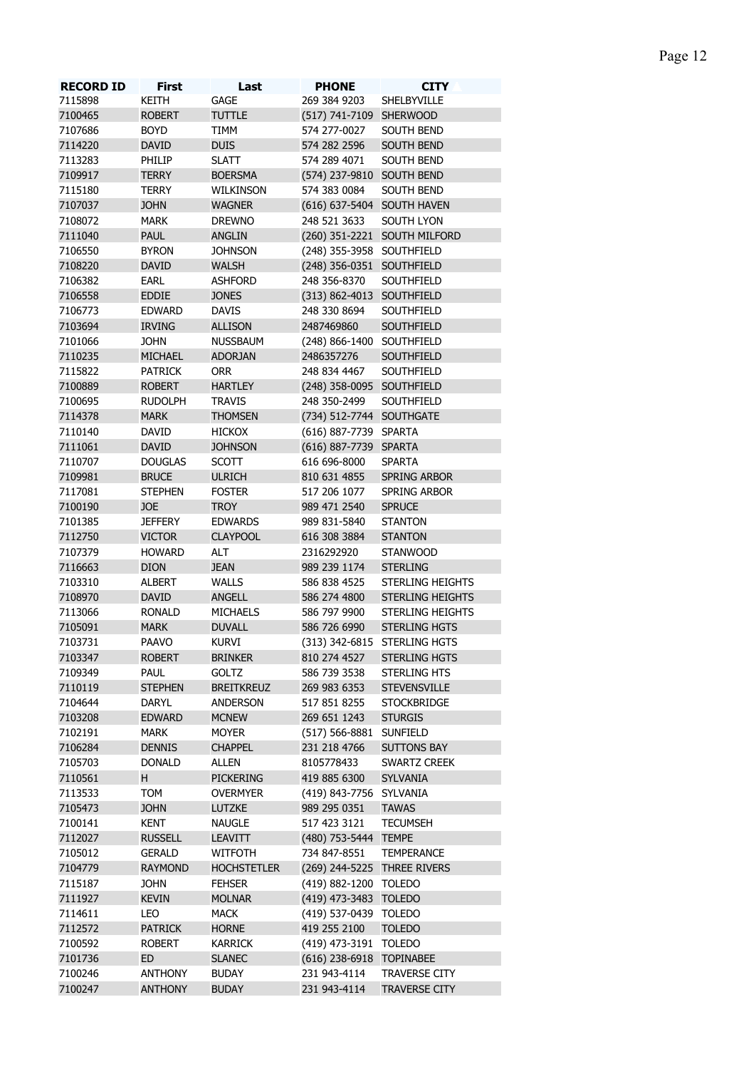| RECORD ID | First | Last | PHONE | CITY |
|---|---|---|---|---|
| 7115898 | KEITH | GAGE | 269 384 9203 | SHELBYVILLE |
| 7100465 | ROBERT | TUTTLE | (517) 741-7109 | SHERWOOD |
| 7107686 | BOYD | TIMM | 574 277-0027 | SOUTH BEND |
| 7114220 | DAVID | DUIS | 574 282 2596 | SOUTH BEND |
| 7113283 | PHILIP | SLATT | 574 289 4071 | SOUTH BEND |
| 7109917 | TERRY | BOERSMA | (574) 237-9810 | SOUTH BEND |
| 7115180 | TERRY | WILKINSON | 574 383 0084 | SOUTH BEND |
| 7107037 | JOHN | WAGNER | (616) 637-5404 | SOUTH HAVEN |
| 7108072 | MARK | DREWNO | 248 521 3633 | SOUTH LYON |
| 7111040 | PAUL | ANGLIN | (260) 351-2221 | SOUTH MILFORD |
| 7106550 | BYRON | JOHNSON | (248) 355-3958 | SOUTHFIELD |
| 7108220 | DAVID | WALSH | (248) 356-0351 | SOUTHFIELD |
| 7106382 | EARL | ASHFORD | 248 356-8370 | SOUTHFIELD |
| 7106558 | EDDIE | JONES | (313) 862-4013 | SOUTHFIELD |
| 7106773 | EDWARD | DAVIS | 248 330 8694 | SOUTHFIELD |
| 7103694 | IRVING | ALLISON | 2487469860 | SOUTHFIELD |
| 7101066 | JOHN | NUSSBAUM | (248) 866-1400 | SOUTHFIELD |
| 7110235 | MICHAEL | ADORJAN | 2486357276 | SOUTHFIELD |
| 7115822 | PATRICK | ORR | 248 834 4467 | SOUTHFIELD |
| 7100889 | ROBERT | HARTLEY | (248) 358-0095 | SOUTHFIELD |
| 7100695 | RUDOLPH | TRAVIS | 248 350-2499 | SOUTHFIELD |
| 7114378 | MARK | THOMSEN | (734) 512-7744 | SOUTHGATE |
| 7110140 | DAVID | HICKOX | (616) 887-7739 | SPARTA |
| 7111061 | DAVID | JOHNSON | (616) 887-7739 | SPARTA |
| 7110707 | DOUGLAS | SCOTT | 616 696-8000 | SPARTA |
| 7109981 | BRUCE | ULRICH | 810 631 4855 | SPRING ARBOR |
| 7117081 | STEPHEN | FOSTER | 517 206 1077 | SPRING ARBOR |
| 7100190 | JOE | TROY | 989 471 2540 | SPRUCE |
| 7101385 | JEFFERY | EDWARDS | 989 831-5840 | STANTON |
| 7112750 | VICTOR | CLAYPOOL | 616 308 3884 | STANTON |
| 7107379 | HOWARD | ALT | 2316292920 | STANWOOD |
| 7116663 | DION | JEAN | 989 239 1174 | STERLING |
| 7103310 | ALBERT | WALLS | 586 838 4525 | STERLING HEIGHTS |
| 7108970 | DAVID | ANGELL | 586 274 4800 | STERLING HEIGHTS |
| 7113066 | RONALD | MICHAELS | 586 797 9900 | STERLING HEIGHTS |
| 7105091 | MARK | DUVALL | 586 726 6990 | STERLING HGTS |
| 7103731 | PAAVO | KURVI | (313) 342-6815 | STERLING HGTS |
| 7103347 | ROBERT | BRINKER | 810 274 4527 | STERLING HGTS |
| 7109349 | PAUL | GOLTZ | 586 739 3538 | STERLING HTS |
| 7110119 | STEPHEN | BREITKREUZ | 269 983 6353 | STEVENSVILLE |
| 7104644 | DARYL | ANDERSON | 517 851 8255 | STOCKBRIDGE |
| 7103208 | EDWARD | MCNEW | 269 651 1243 | STURGIS |
| 7102191 | MARK | MOYER | (517) 566-8881 | SUNFIELD |
| 7106284 | DENNIS | CHAPPEL | 231 218 4766 | SUTTONS BAY |
| 7105703 | DONALD | ALLEN | 8105778433 | SWARTZ CREEK |
| 7110561 | H | PICKERING | 419 885 6300 | SYLVANIA |
| 7113533 | TOM | OVERMYER | (419) 843-7756 | SYLVANIA |
| 7105473 | JOHN | LUTZKE | 989 295 0351 | TAWAS |
| 7100141 | KENT | NAUGLE | 517 423 3121 | TECUMSEH |
| 7112027 | RUSSELL | LEAVITT | (480) 753-5444 | TEMPE |
| 7105012 | GERALD | WITFOTH | 734 847-8551 | TEMPERANCE |
| 7104779 | RAYMOND | HOCHSTETLER | (269) 244-5225 | THREE RIVERS |
| 7115187 | JOHN | FEHSER | (419) 882-1200 | TOLEDO |
| 7111927 | KEVIN | MOLNAR | (419) 473-3483 | TOLEDO |
| 7114611 | LEO | MACK | (419) 537-0439 | TOLEDO |
| 7112572 | PATRICK | HORNE | 419 255 2100 | TOLEDO |
| 7100592 | ROBERT | KARRICK | (419) 473-3191 | TOLEDO |
| 7101736 | ED | SLANEC | (616) 238-6918 | TOPINABEE |
| 7100246 | ANTHONY | BUDAY | 231 943-4114 | TRAVERSE CITY |
| 7100247 | ANTHONY | BUDAY | 231 943-4114 | TRAVERSE CITY |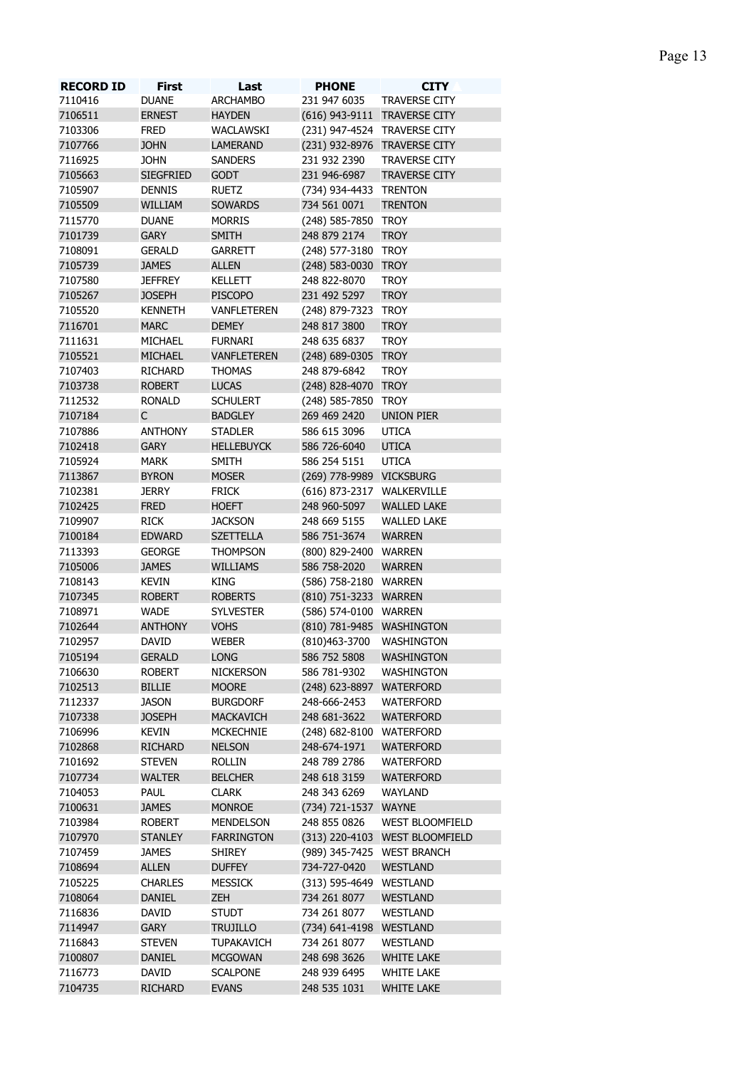| RECORD ID | First | Last | PHONE | CITY |
|---|---|---|---|---|
| 7110416 | DUANE | ARCHAMBO | 231 947 6035 | TRAVERSE CITY |
| 7106511 | ERNEST | HAYDEN | (616) 943-9111 | TRAVERSE CITY |
| 7103306 | FRED | WACLAWSKI | (231) 947-4524 | TRAVERSE CITY |
| 7107766 | JOHN | LAMERAND | (231) 932-8976 | TRAVERSE CITY |
| 7116925 | JOHN | SANDERS | 231 932 2390 | TRAVERSE CITY |
| 7105663 | SIEGFRIED | GODT | 231 946-6987 | TRAVERSE CITY |
| 7105907 | DENNIS | RUETZ | (734) 934-4433 | TRENTON |
| 7105509 | WILLIAM | SOWARDS | 734 561 0071 | TRENTON |
| 7115770 | DUANE | MORRIS | (248) 585-7850 | TROY |
| 7101739 | GARY | SMITH | 248 879 2174 | TROY |
| 7108091 | GERALD | GARRETT | (248) 577-3180 | TROY |
| 7105739 | JAMES | ALLEN | (248) 583-0030 | TROY |
| 7107580 | JEFFREY | KELLETT | 248 822-8070 | TROY |
| 7105267 | JOSEPH | PISCOPO | 231 492 5297 | TROY |
| 7105520 | KENNETH | VANFLETEREN | (248) 879-7323 | TROY |
| 7116701 | MARC | DEMEY | 248 817 3800 | TROY |
| 7111631 | MICHAEL | FURNARI | 248 635 6837 | TROY |
| 7105521 | MICHAEL | VANFLETEREN | (248) 689-0305 | TROY |
| 7107403 | RICHARD | THOMAS | 248 879-6842 | TROY |
| 7103738 | ROBERT | LUCAS | (248) 828-4070 | TROY |
| 7112532 | RONALD | SCHULERT | (248) 585-7850 | TROY |
| 7107184 | C | BADGLEY | 269 469 2420 | UNION PIER |
| 7107886 | ANTHONY | STADLER | 586 615 3096 | UTICA |
| 7102418 | GARY | HELLEBUYCK | 586 726-6040 | UTICA |
| 7105924 | MARK | SMITH | 586 254 5151 | UTICA |
| 7113867 | BYRON | MOSER | (269) 778-9989 | VICKSBURG |
| 7102381 | JERRY | FRICK | (616) 873-2317 | WALKERVILLE |
| 7102425 | FRED | HOEFT | 248 960-5097 | WALLED LAKE |
| 7109907 | RICK | JACKSON | 248 669 5155 | WALLED LAKE |
| 7100184 | EDWARD | SZETTELLA | 586 751-3674 | WARREN |
| 7113393 | GEORGE | THOMPSON | (800) 829-2400 | WARREN |
| 7105006 | JAMES | WILLIAMS | 586 758-2020 | WARREN |
| 7108143 | KEVIN | KING | (586) 758-2180 | WARREN |
| 7107345 | ROBERT | ROBERTS | (810) 751-3233 | WARREN |
| 7108971 | WADE | SYLVESTER | (586) 574-0100 | WARREN |
| 7102644 | ANTHONY | VOHS | (810) 781-9485 | WASHINGTON |
| 7102957 | DAVID | WEBER | (810)463-3700 | WASHINGTON |
| 7105194 | GERALD | LONG | 586 752 5808 | WASHINGTON |
| 7106630 | ROBERT | NICKERSON | 586 781-9302 | WASHINGTON |
| 7102513 | BILLIE | MOORE | (248) 623-8897 | WATERFORD |
| 7112337 | JASON | BURGDORF | 248-666-2453 | WATERFORD |
| 7107338 | JOSEPH | MACKAVICH | 248 681-3622 | WATERFORD |
| 7106996 | KEVIN | MCKECHNIE | (248) 682-8100 | WATERFORD |
| 7102868 | RICHARD | NELSON | 248-674-1971 | WATERFORD |
| 7101692 | STEVEN | ROLLIN | 248 789 2786 | WATERFORD |
| 7107734 | WALTER | BELCHER | 248 618 3159 | WATERFORD |
| 7104053 | PAUL | CLARK | 248 343 6269 | WAYLAND |
| 7100631 | JAMES | MONROE | (734) 721-1537 | WAYNE |
| 7103984 | ROBERT | MENDELSON | 248 855 0826 | WEST BLOOMFIELD |
| 7107970 | STANLEY | FARRINGTON | (313) 220-4103 | WEST BLOOMFIELD |
| 7107459 | JAMES | SHIREY | (989) 345-7425 | WEST BRANCH |
| 7108694 | ALLEN | DUFFEY | 734-727-0420 | WESTLAND |
| 7105225 | CHARLES | MESSICK | (313) 595-4649 | WESTLAND |
| 7108064 | DANIEL | ZEH | 734 261 8077 | WESTLAND |
| 7116836 | DAVID | STUDT | 734 261 8077 | WESTLAND |
| 7114947 | GARY | TRUJILLO | (734) 641-4198 | WESTLAND |
| 7116843 | STEVEN | TUPAKAVICH | 734 261 8077 | WESTLAND |
| 7100807 | DANIEL | MCGOWAN | 248 698 3626 | WHITE LAKE |
| 7116773 | DAVID | SCALPONE | 248 939 6495 | WHITE LAKE |
| 7104735 | RICHARD | EVANS | 248 535 1031 | WHITE LAKE |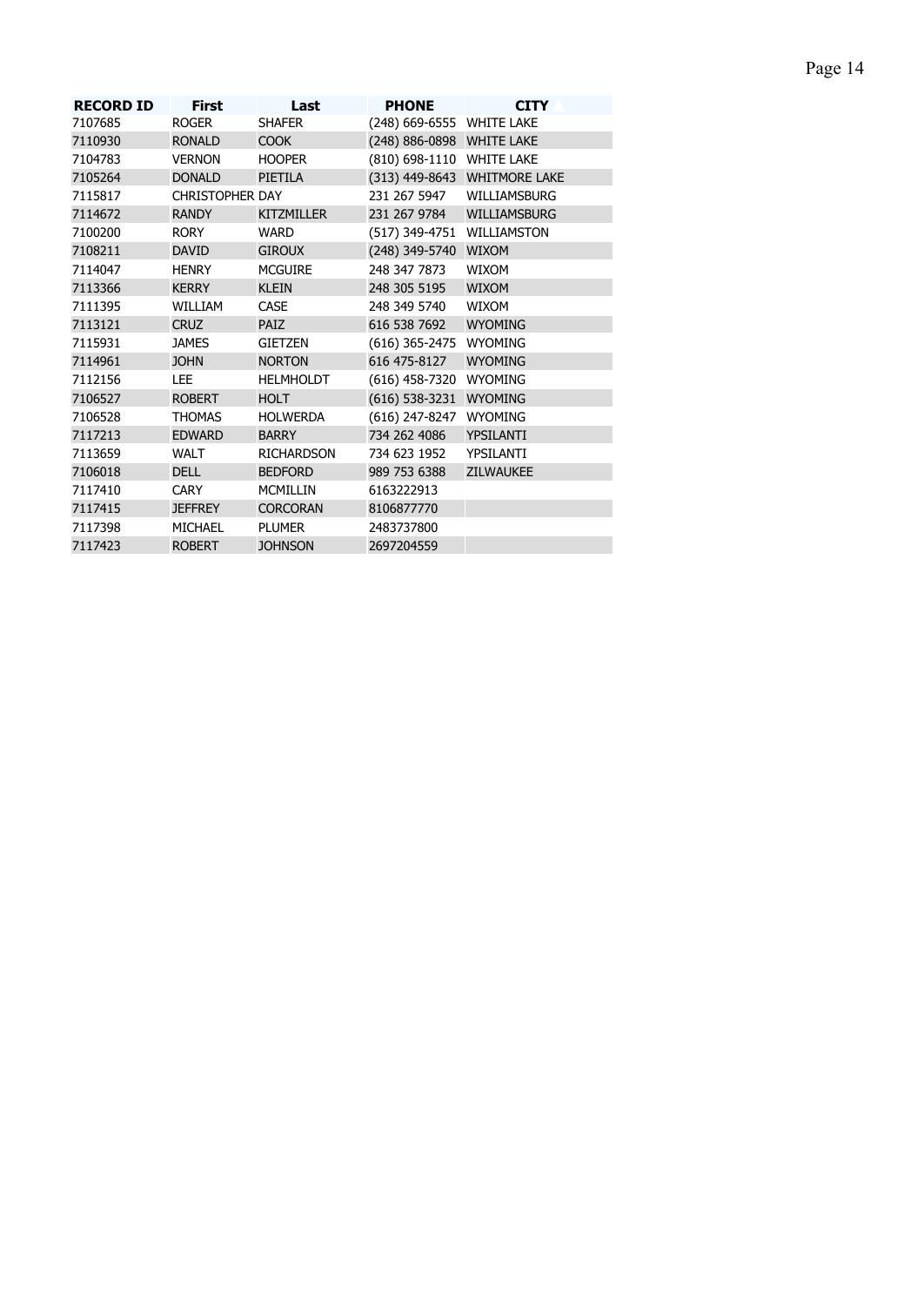| RECORD ID | First | Last | PHONE | CITY |
|---|---|---|---|---|
| 7107685 | ROGER | SHAFER | (248) 669-6555 | WHITE LAKE |
| 7110930 | RONALD | COOK | (248) 886-0898 | WHITE LAKE |
| 7104783 | VERNON | HOOPER | (810) 698-1110 | WHITE LAKE |
| 7105264 | DONALD | PIETILA | (313) 449-8643 | WHITMORE LAKE |
| 7115817 | CHRISTOPHER | DAY | 231 267 5947 | WILLIAMSBURG |
| 7114672 | RANDY | KITZMILLER | 231 267 9784 | WILLIAMSBURG |
| 7100200 | RORY | WARD | (517) 349-4751 | WILLIAMSTON |
| 7108211 | DAVID | GIROUX | (248) 349-5740 | WIXOM |
| 7114047 | HENRY | MCGUIRE | 248 347 7873 | WIXOM |
| 7113366 | KERRY | KLEIN | 248 305 5195 | WIXOM |
| 7111395 | WILLIAM | CASE | 248 349 5740 | WIXOM |
| 7113121 | CRUZ | PAIZ | 616 538 7692 | WYOMING |
| 7115931 | JAMES | GIETZEN | (616) 365-2475 | WYOMING |
| 7114961 | JOHN | NORTON | 616 475-8127 | WYOMING |
| 7112156 | LEE | HELMHOLDT | (616) 458-7320 | WYOMING |
| 7106527 | ROBERT | HOLT | (616) 538-3231 | WYOMING |
| 7106528 | THOMAS | HOLWERDA | (616) 247-8247 | WYOMING |
| 7117213 | EDWARD | BARRY | 734 262 4086 | YPSILANTI |
| 7113659 | WALT | RICHARDSON | 734 623 1952 | YPSILANTI |
| 7106018 | DELL | BEDFORD | 989 753 6388 | ZILWAUKEE |
| 7117410 | CARY | MCMILLIN | 6163222913 | |
| 7117415 | JEFFREY | CORCORAN | 8106877770 | |
| 7117398 | MICHAEL | PLUMER | 2483737800 | |
| 7117423 | ROBERT | JOHNSON | 2697204559 | |